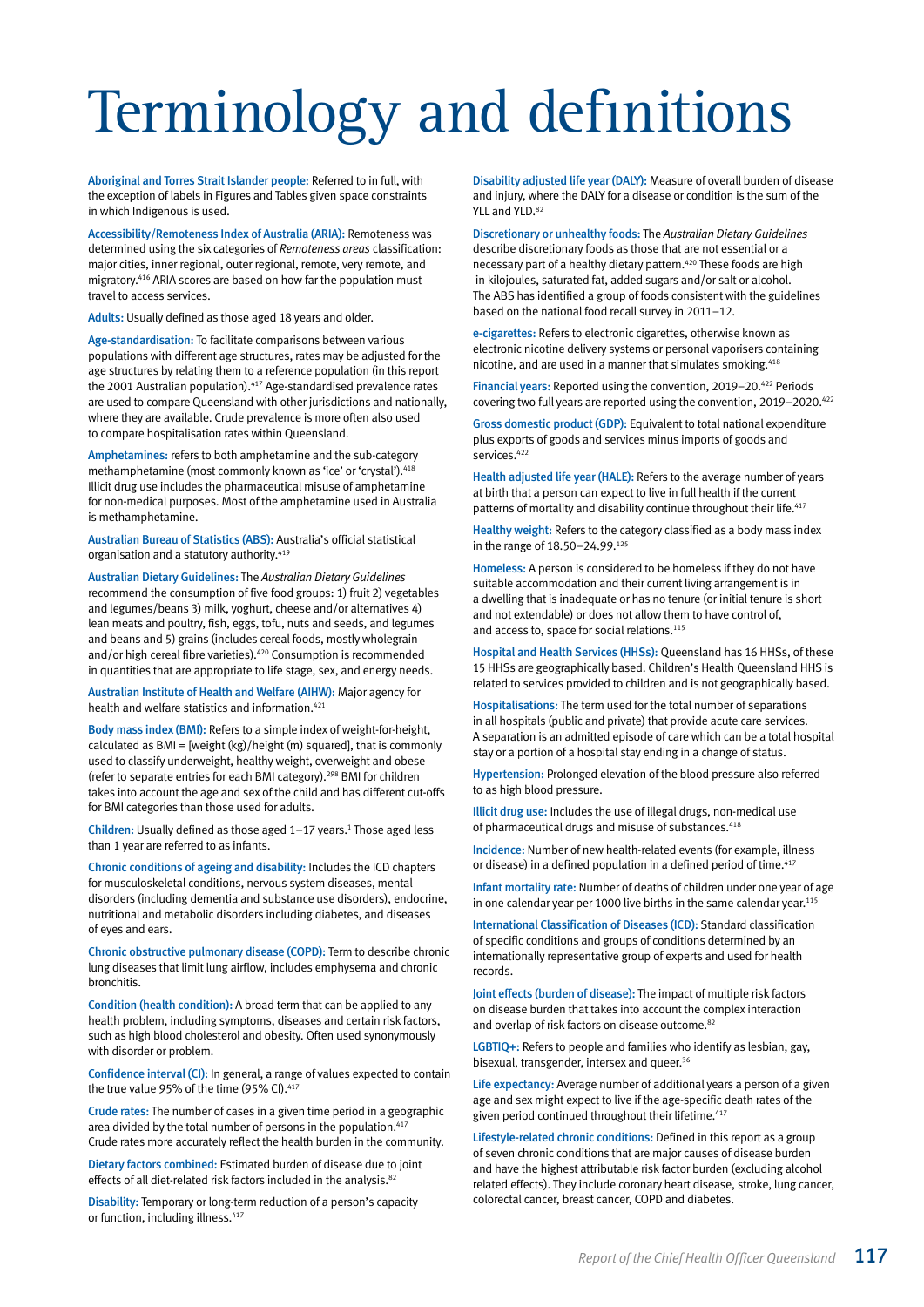# Terminology and definitions

**Aboriginal and Torres Strait Islander people:** Referred to in full, with the exception of labels in Figures and Tables given space constraints in which Indigenous is used.

**Accessibility/Remoteness Index of Australia (ARIA):** Remoteness was determined using the six categories of *Remoteness areas* classification: major cities, inner regional, outer regional, remote, very remote, and migratory.[416] ARIA scores are based on how far the population must travel to access services.

**Adults:** Usually defined as those aged 18 years and older.

**Age-standardisation:** To facilitate comparisons between various populations with different age structures, rates may be adjusted for the age structures by relating them to a reference population (in this report the 2001 Australian population).[417] Age-standardised prevalence rates are used to compare Queensland with other jurisdictions and nationally, where they are available. Crude prevalence is more often also used to compare hospitalisation rates within Queensland.

**Amphetamines:** refers to both amphetamine and the sub-category methamphetamine (most commonly known as 'ice' or 'crystal').[418] Illicit drug use includes the pharmaceutical misuse of amphetamine for non-medical purposes. Most of the amphetamine used in Australia is methamphetamine.

**Australian Bureau of Statistics (ABS):** Australia's official statistical organisation and a statutory authority.[419]

**Australian Dietary Guidelines:** The *Australian Dietary Guidelines* recommend the consumption of five food groups: 1) fruit 2) vegetables and legumes/beans 3) milk, yoghurt, cheese and/or alternatives 4) lean meats and poultry, fish, eggs, tofu, nuts and seeds, and legumes and beans and 5) grains (includes cereal foods, mostly wholegrain and/or high cereal fibre varieties).[420] Consumption is recommended in quantities that are appropriate to life stage, sex, and energy needs.

**Australian Institute of Health and Welfare (AIHW):** Major agency for health and welfare statistics and information.[421]

**Body mass index (BMI):** Refers to a simple index of weight-for-height, calculated as BMI = [weight (kg)/height (m) squared], that is commonly used to classify underweight, healthy weight, overweight and obese (refer to separate entries for each BMI category).[298] BMI for children takes into account the age and sex of the child and has different cut-offs for BMI categories than those used for adults.

**Children:** Usually defined as those aged 1–17 years.[1] Those aged less than 1 year are referred to as infants.

**Chronic conditions of ageing and disability:** Includes the ICD chapters for musculoskeletal conditions, nervous system diseases, mental disorders (including dementia and substance use disorders), endocrine, nutritional and metabolic disorders including diabetes, and diseases of eyes and ears.

**Chronic obstructive pulmonary disease (COPD):** Term to describe chronic lung diseases that limit lung airflow, includes emphysema and chronic bronchitis.

**Condition (health condition):** A broad term that can be applied to any health problem, including symptoms, diseases and certain risk factors, such as high blood cholesterol and obesity. Often used synonymously with disorder or problem.

**Confidence interval (CI):** In general, a range of values expected to contain the true value 95% of the time (95% CI).[417]

**Crude rates:** The number of cases in a given time period in a geographic area divided by the total number of persons in the population.[417] Crude rates more accurately reflect the health burden in the community.

**Dietary factors combined:** Estimated burden of disease due to joint effects of all diet-related risk factors included in the analysis.[82]

**Disability:** Temporary or long-term reduction of a person's capacity or function, including illness.[417]

**Disability adjusted life year (DALY):** Measure of overall burden of disease and injury, where the DALY for a disease or condition is the sum of the YLL and YLD.[82]

**Discretionary or unhealthy foods:** The *Australian Dietary Guidelines* describe discretionary foods as those that are not essential or a necessary part of a healthy dietary pattern.[420] These foods are high in kilojoules, saturated fat, added sugars and/or salt or alcohol. The ABS has identified a group of foods consistent with the guidelines based on the national food recall survey in 2011–12.

**e-cigarettes:** Refers to electronic cigarettes, otherwise known as electronic nicotine delivery systems or personal vaporisers containing nicotine, and are used in a manner that simulates smoking.[418]

**Financial years:** Reported using the convention, 2019–20.[422] Periods covering two full years are reported using the convention, 2019–2020.[422]

**Gross domestic product (GDP):** Equivalent to total national expenditure plus exports of goods and services minus imports of goods and services.[422]

**Health adjusted life year (HALE):** Refers to the average number of years at birth that a person can expect to live in full health if the current patterns of mortality and disability continue throughout their life.[417]

**Healthy weight:** Refers to the category classified as a body mass index in the range of 18.50–24.99.[125]

**Homeless:** A person is considered to be homeless if they do not have suitable accommodation and their current living arrangement is in a dwelling that is inadequate or has no tenure (or initial tenure is short and not extendable) or does not allow them to have control of, and access to, space for social relations.[115]

**Hospital and Health Services (HHSs):** Queensland has 16 HHSs, of these 15 HHSs are geographically based. Children's Health Queensland HHS is related to services provided to children and is not geographically based.

**Hospitalisations:** The term used for the total number of separations in all hospitals (public and private) that provide acute care services. A separation is an admitted episode of care which can be a total hospital stay or a portion of a hospital stay ending in a change of status.

**Hypertension:** Prolonged elevation of the blood pressure also referred to as high blood pressure.

**Illicit drug use:** Includes the use of illegal drugs, non-medical use of pharmaceutical drugs and misuse of substances.[418]

**Incidence:** Number of new health-related events (for example, illness or disease) in a defined population in a defined period of time.[417]

**Infant mortality rate:** Number of deaths of children under one year of age in one calendar year per 1000 live births in the same calendar year.[115]

**International Classification of Diseases (ICD):** Standard classification of specific conditions and groups of conditions determined by an internationally representative group of experts and used for health records.

**Joint effects (burden of disease):** The impact of multiple risk factors on disease burden that takes into account the complex interaction and overlap of risk factors on disease outcome.[82]

**LGBTIQ+:** Refers to people and families who identify as lesbian, gay, bisexual, transgender, intersex and queer.[36]

**Life expectancy:** Average number of additional years a person of a given age and sex might expect to live if the age-specific death rates of the given period continued throughout their lifetime.[417]

**Lifestyle-related chronic conditions:** Defined in this report as a group of seven chronic conditions that are major causes of disease burden and have the highest attributable risk factor burden (excluding alcohol related effects). They include coronary heart disease, stroke, lung cancer, colorectal cancer, breast cancer, COPD and diabetes.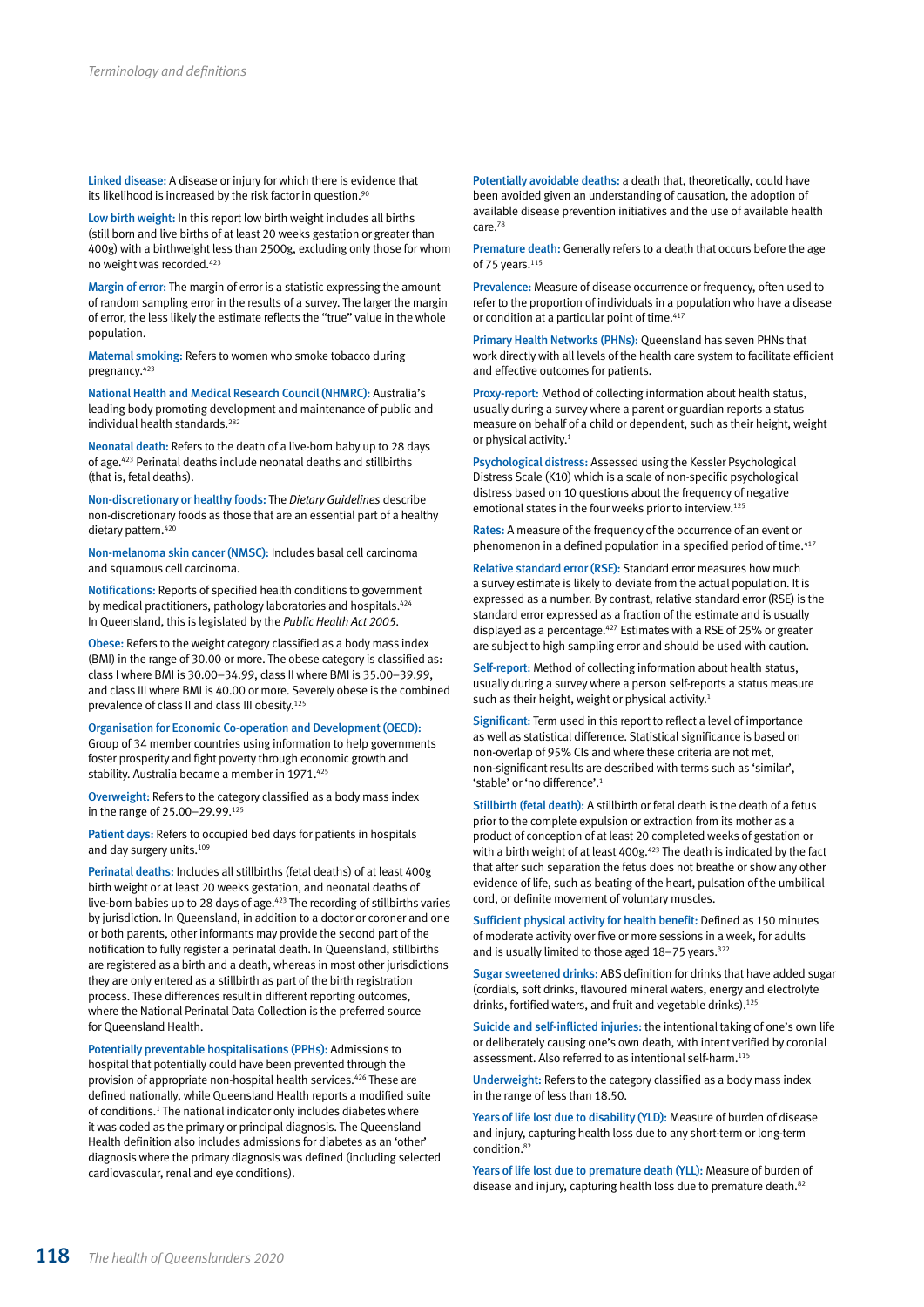**Linked disease:** A disease or injury for which there is evidence that its likelihood is increased by the risk factor in question.[90]

**Low birth weight:** In this report low birth weight includes all births (still born and live births of at least 20 weeks gestation or greater than 400g) with a birthweight less than 2500g, excluding only those for whom no weight was recorded.[423]

**Margin of error:** The margin of error is a statistic expressing the amount of random sampling error in the results of a survey. The larger the margin of error, the less likely the estimate reflects the "true" value in the whole population.

**Maternal smoking:** Refers to women who smoke tobacco during pregnancy.[423]

**National Health and Medical Research Council (NHMRC):** Australia's leading body promoting development and maintenance of public and individual health standards.[282]

**Neonatal death:** Refers to the death of a live-born baby up to 28 days of age.[423] Perinatal deaths include neonatal deaths and stillbirths (that is, fetal deaths).

**Non-discretionary or healthy foods:** The *Dietary Guidelines* describe non-discretionary foods as those that are an essential part of a healthy dietary pattern.[420]

**Non-melanoma skin cancer (NMSC):** Includes basal cell carcinoma and squamous cell carcinoma.

**Notifications:** Reports of specified health conditions to government by medical practitioners, pathology laboratories and hospitals.[424] In Queensland, this is legislated by the *Public Health Act 2005*.

**Obese:** Refers to the weight category classified as a body mass index (BMI) in the range of 30.00 or more. The obese category is classified as: class I where BMI is 30.00–34.99, class II where BMI is 35.00–39.99, and class III where BMI is 40.00 or more. Severely obese is the combined prevalence of class II and class III obesity.[125]

**Organisation for Economic Co-operation and Development (OECD):** Group of 34 member countries using information to help governments foster prosperity and fight poverty through economic growth and stability. Australia became a member in 1971.[425]

**Overweight:** Refers to the category classified as a body mass index in the range of 25.00–29.99.[125]

**Patient days:** Refers to occupied bed days for patients in hospitals and day surgery units.[109]

**Perinatal deaths:** Includes all stillbirths (fetal deaths) of at least 400g birth weight or at least 20 weeks gestation, and neonatal deaths of live-born babies up to 28 days of age.[423] The recording of stillbirths varies by jurisdiction. In Queensland, in addition to a doctor or coroner and one or both parents, other informants may provide the second part of the notification to fully register a perinatal death. In Queensland, stillbirths are registered as a birth and a death, whereas in most other jurisdictions they are only entered as a stillbirth as part of the birth registration process. These differences result in different reporting outcomes, where the National Perinatal Data Collection is the preferred source for Queensland Health.

**Potentially preventable hospitalisations (PPHs):** Admissions to hospital that potentially could have been prevented through the provision of appropriate non-hospital health services.[426] These are defined nationally, while Queensland Health reports a modified suite of conditions.[1] The national indicator only includes diabetes where it was coded as the primary or principal diagnosis. The Queensland Health definition also includes admissions for diabetes as an 'other' diagnosis where the primary diagnosis was defined (including selected cardiovascular, renal and eye conditions).

**Potentially avoidable deaths:** a death that, theoretically, could have been avoided given an understanding of causation, the adoption of available disease prevention initiatives and the use of available health care.[78]

**Premature death:** Generally refers to a death that occurs before the age of 75 years.[115]

**Prevalence:** Measure of disease occurrence or frequency, often used to refer to the proportion of individuals in a population who have a disease or condition at a particular point of time.[417]

**Primary Health Networks (PHNs):** Queensland has seven PHNs that work directly with all levels of the health care system to facilitate efficient and effective outcomes for patients.

**Proxy-report:** Method of collecting information about health status, usually during a survey where a parent or guardian reports a status measure on behalf of a child or dependent, such as their height, weight or physical activity.[1]

**Psychological distress:** Assessed using the Kessler Psychological Distress Scale (K10) which is a scale of non-specific psychological distress based on 10 questions about the frequency of negative emotional states in the four weeks prior to interview.[125]

**Rates:** A measure of the frequency of the occurrence of an event or phenomenon in a defined population in a specified period of time.[417]

**Relative standard error (RSE):** Standard error measures how much a survey estimate is likely to deviate from the actual population. It is expressed as a number. By contrast, relative standard error (RSE) is the standard error expressed as a fraction of the estimate and is usually displayed as a percentage.[427] Estimates with a RSE of 25% or greater are subject to high sampling error and should be used with caution.

**Self-report:** Method of collecting information about health status, usually during a survey where a person self-reports a status measure such as their height, weight or physical activity.[1]

**Significant:** Term used in this report to reflect a level of importance as well as statistical difference. Statistical significance is based on non-overlap of 95% CIs and where these criteria are not met, non-significant results are described with terms such as 'similar', 'stable' or 'no difference'.[1]

**Stillbirth (fetal death):** A stillbirth or fetal death is the death of a fetus prior to the complete expulsion or extraction from its mother as a product of conception of at least 20 completed weeks of gestation or with a birth weight of at least 400g.[423] The death is indicated by the fact that after such separation the fetus does not breathe or show any other evidence of life, such as beating of the heart, pulsation of the umbilical cord, or definite movement of voluntary muscles.

**Sufficient physical activity for health benefit:** Defined as 150 minutes of moderate activity over five or more sessions in a week, for adults and is usually limited to those aged 18–75 years.[322]

**Sugar sweetened drinks:** ABS definition for drinks that have added sugar (cordials, soft drinks, flavoured mineral waters, energy and electrolyte drinks, fortified waters, and fruit and vegetable drinks).[125]

**Suicide and self-inflicted injuries:** the intentional taking of one's own life or deliberately causing one's own death, with intent verified by coronial assessment. Also referred to as intentional self-harm.[115]

**Underweight:** Refers to the category classified as a body mass index in the range of less than 18.50.

**Years of life lost due to disability (YLD):** Measure of burden of disease and injury, capturing health loss due to any short-term or long-term condition.[82]

**Years of life lost due to premature death (YLL):** Measure of burden of disease and injury, capturing health loss due to premature death.[82]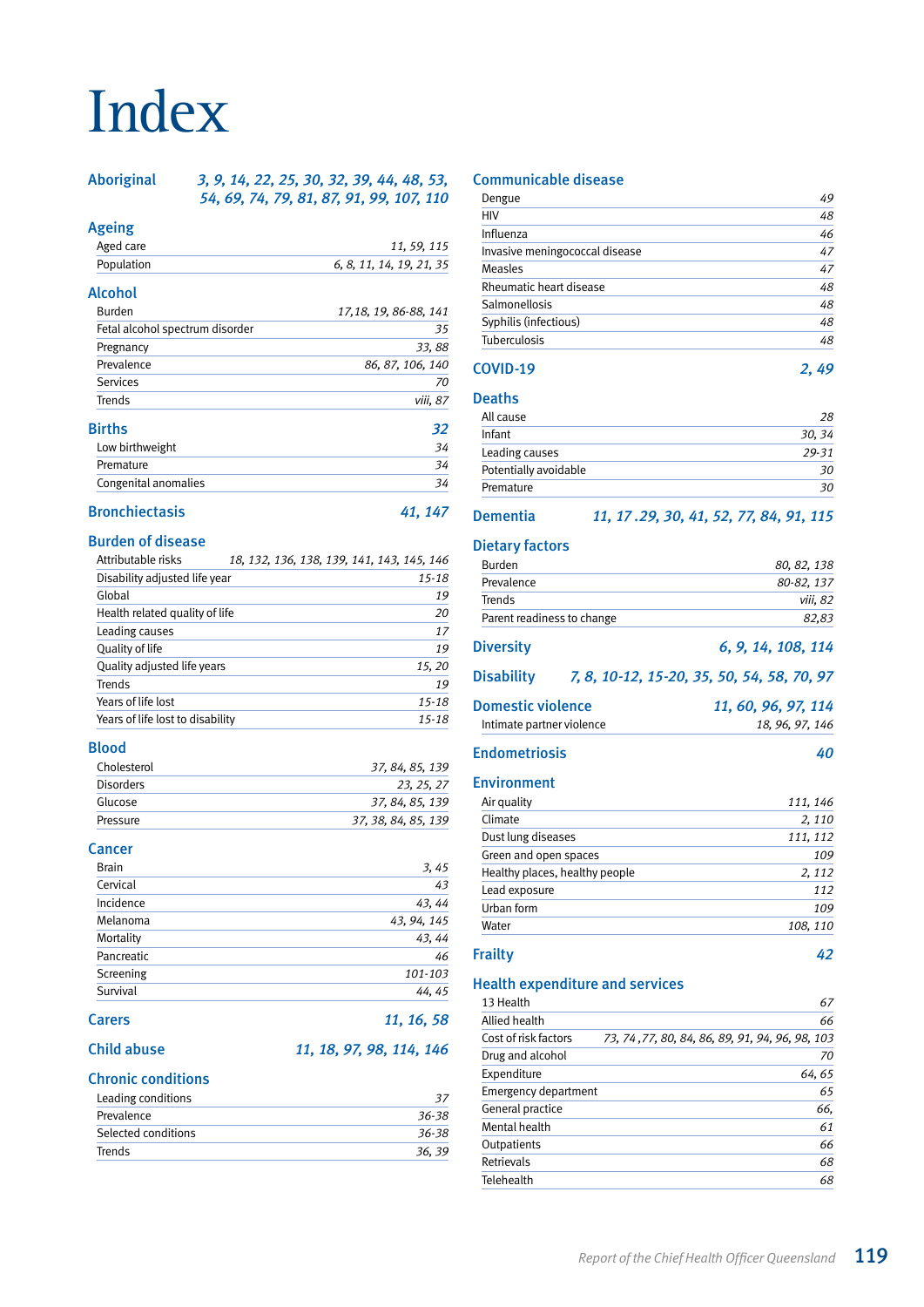# Index

## Aboriginal
*3, 9, 14, 22, 25, 30, 32, 39, 44, 48, 53, 54, 69, 74, 79, 81, 87, 91, 99, 107, 110*

## Ageing

| | |
|---|---|
| Aged care | *11, 59, 115* |
| Population | *6, 8, 11, 14, 19, 21, 35* |

## Alcohol

| | |
|---|---|
| Burden | *17,18, 19, 86-88, 141* |
| Fetal alcohol spectrum disorder | *35* |
| Pregnancy | *33, 88* |
| Prevalence | *86, 87, 106, 140* |
| Services | *70* |
| Trends | *viii, 87* |

## Births *32*

| | |
|---|---|
| Low birthweight | *34* |
| Premature | *34* |
| Congenital anomalies | *34* |

## Bronchiectasis *41, 147*

## Burden of disease

| | |
|---|---|
| Attributable risks | *18, 132, 136, 138, 139, 141, 143, 145, 146* |
| Disability adjusted life year | *15-18* |
| Global | *19* |
| Health related quality of life | *20* |
| Leading causes | *17* |
| Quality of life | *19* |
| Quality adjusted life years | *15, 20* |
| Trends | *19* |
| Years of life lost | *15-18* |
| Years of life lost to disability | *15-18* |

## Blood

| | |
|---|---|
| Cholesterol | *37, 84, 85, 139* |
| Disorders | *23, 25, 27* |
| Glucose | *37, 84, 85, 139* |
| Pressure | *37, 38, 84, 85, 139* |

## Cancer

| | |
|---|---|
| Brain | *3, 45* |
| Cervical | *43* |
| Incidence | *43, 44* |
| Melanoma | *43, 94, 145* |
| Mortality | *43, 44* |
| Pancreatic | *46* |
| Screening | *101-103* |
| Survival | *44, 45* |

## Carers *11, 16, 58*

## Child abuse *11, 18, 97, 98, 114, 146*

## Chronic conditions

| | |
|---|---|
| Leading conditions | *37* |
| Prevalence | *36-38* |
| Selected conditions | *36-38* |
| Trends | *36, 39* |

## Communicable disease

| | |
|---|---|
| Dengue | *49* |
| HIV | *48* |
| Influenza | *46* |
| Invasive meningococcal disease | *47* |
| Measles | *47* |
| Rheumatic heart disease | *48* |
| Salmonellosis | *48* |
| Syphilis (infectious) | *48* |
| Tuberculosis | *48* |

## COVID-19 *2, 49*

## Deaths

| | |
|---|---|
| All cause | *28* |
| Infant | *30, 34* |
| Leading causes | *29-31* |
| Potentially avoidable | *30* |
| Premature | *30* |

## Dementia *11, 17 .29, 30, 41, 52, 77, 84, 91, 115*

## Dietary factors

| | |
|---|---|
| Burden | *80, 82, 138* |
| Prevalence | *80-82, 137* |
| Trends | *viii, 82* |
| Parent readiness to change | *82,83* |

## Diversity *6, 9, 14, 108, 114*

## Disability *7, 8, 10-12, 15-20, 35, 50, 54, 58, 70, 97*

## Domestic violence *11, 60, 96, 97, 114*

| | |
|---|---|
| Intimate partner violence | *18, 96, 97, 146* |

## Endometriosis *40*

## Environment

| | |
|---|---|
| Air quality | *111, 146* |
| Climate | *2, 110* |
| Dust lung diseases | *111, 112* |
| Green and open spaces | *109* |
| Healthy places, healthy people | *2, 112* |
| Lead exposure | *112* |
| Urban form | *109* |
| Water | *108, 110* |

## Frailty *42*

## Health expenditure and services

| | |
|---|---|
| 13 Health | *67* |
| Allied health | *66* |
| Cost of risk factors | *73, 74 ,77, 80, 84, 86, 89, 91, 94, 96, 98, 103* |
| Drug and alcohol | *70* |
| Expenditure | *64, 65* |
| Emergency department | *65* |
| General practice | *66,* |
| Mental health | *61* |
| Outpatients | *66* |
| Retrievals | *68* |
| Telehealth | *68* |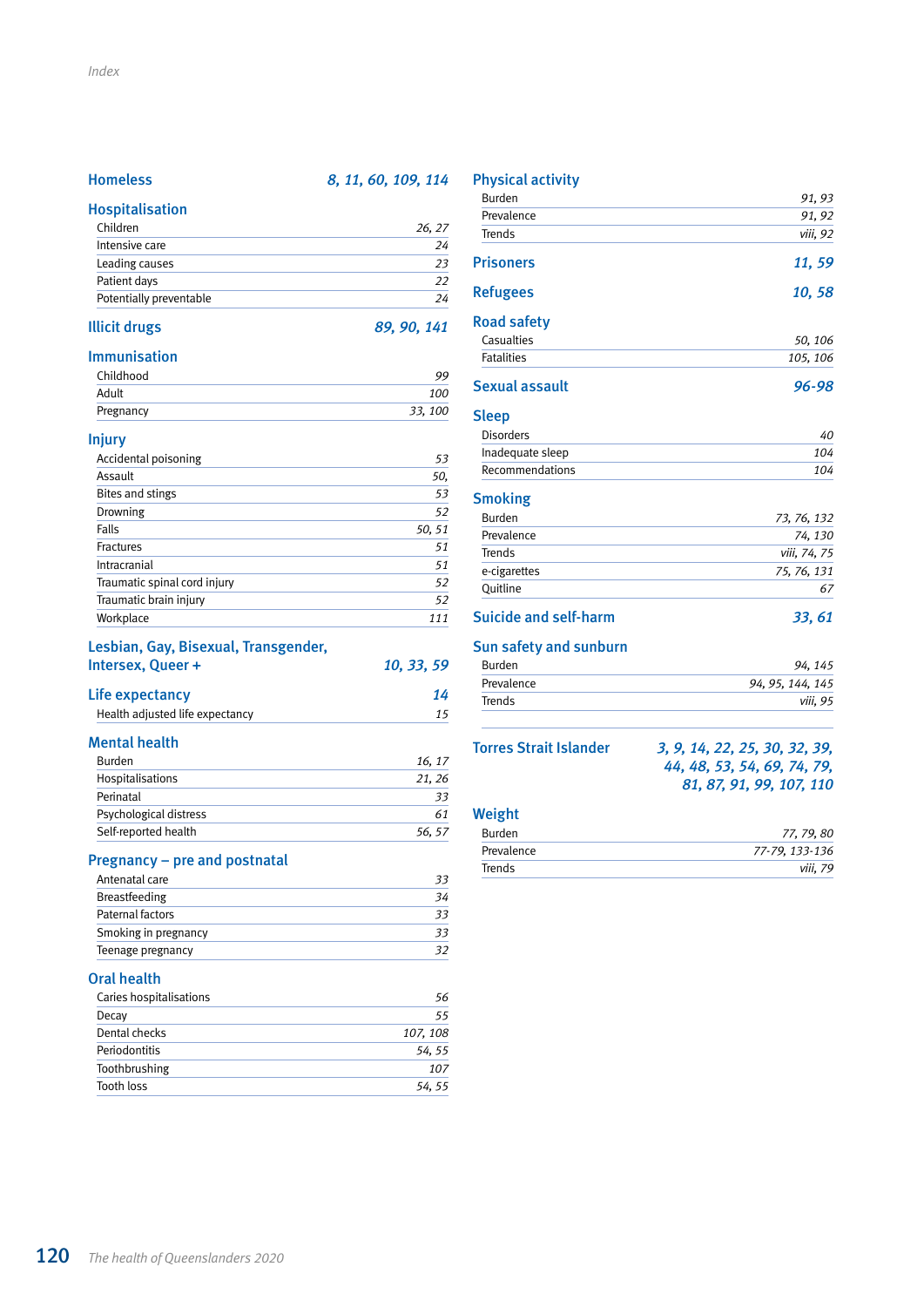**Homeless** *8, 11, 60, 109, 114*

**Hospitalisation**

| | |
|---|---|
| Children | *26, 27* |
| Intensive care | *24* |
| Leading causes | *23* |
| Patient days | *22* |
| Potentially preventable | *24* |

**Illicit drugs** *89, 90, 141*

**Immunisation**

| | |
|---|---|
| Childhood | *99* |
| Adult | *100* |
| Pregnancy | *33, 100* |

**Injury**

| | |
|---|---|
| Accidental poisoning | *53* |
| Assault | *50,* |
| Bites and stings | *53* |
| Drowning | *52* |
| Falls | *50, 51* |
| Fractures | *51* |
| Intracranial | *51* |
| Traumatic spinal cord injury | *52* |
| Traumatic brain injury | *52* |
| Workplace | *111* |

**Lesbian, Gay, Bisexual, Transgender, Intersex, Queer +** *10, 33, 59*

**Life expectancy** *14*

| | |
|---|---|
| Health adjusted life expectancy | *15* |

**Mental health**

| | |
|---|---|
| Burden | *16, 17* |
| Hospitalisations | *21, 26* |
| Perinatal | *33* |
| Psychological distress | *61* |
| Self-reported health | *56, 57* |

**Pregnancy – pre and postnatal**

| | |
|---|---|
| Antenatal care | *33* |
| Breastfeeding | *34* |
| Paternal factors | *33* |
| Smoking in pregnancy | *33* |
| Teenage pregnancy | *32* |

**Oral health**

| | |
|---|---|
| Caries hospitalisations | *56* |
| Decay | *55* |
| Dental checks | *107, 108* |
| Periodontitis | *54, 55* |
| Toothbrushing | *107* |
| Tooth loss | *54, 55* |

**Physical activity**

| | |
|---|---|
| Burden | *91, 93* |
| Prevalence | *91, 92* |
| Trends | *viii, 92* |

**Prisoners** *11, 59*

**Refugees** *10, 58*

**Road safety**

| | |
|---|---|
| Casualties | *50, 106* |
| Fatalities | *105, 106* |

**Sexual assault** *96-98*

**Sleep**

| | |
|---|---|
| Disorders | *40* |
| Inadequate sleep | *104* |
| Recommendations | *104* |

**Smoking**

| | |
|---|---|
| Burden | *73, 76, 132* |
| Prevalence | *74, 130* |
| Trends | *viii, 74, 75* |
| e-cigarettes | *75, 76, 131* |
| Quitline | *67* |

**Suicide and self-harm** *33, 61*

**Sun safety and sunburn**

| | |
|---|---|
| Burden | *94, 145* |
| Prevalence | *94, 95, 144, 145* |
| Trends | *viii, 95* |

**Torres Strait Islander** *3, 9, 14, 22, 25, 30, 32, 39, 44, 48, 53, 54, 69, 74, 79, 81, 87, 91, 99, 107, 110*

**Weight**

| | |
|---|---|
| Burden | *77, 79, 80* |
| Prevalence | *77-79, 133-136* |
| Trends | *viii, 79* |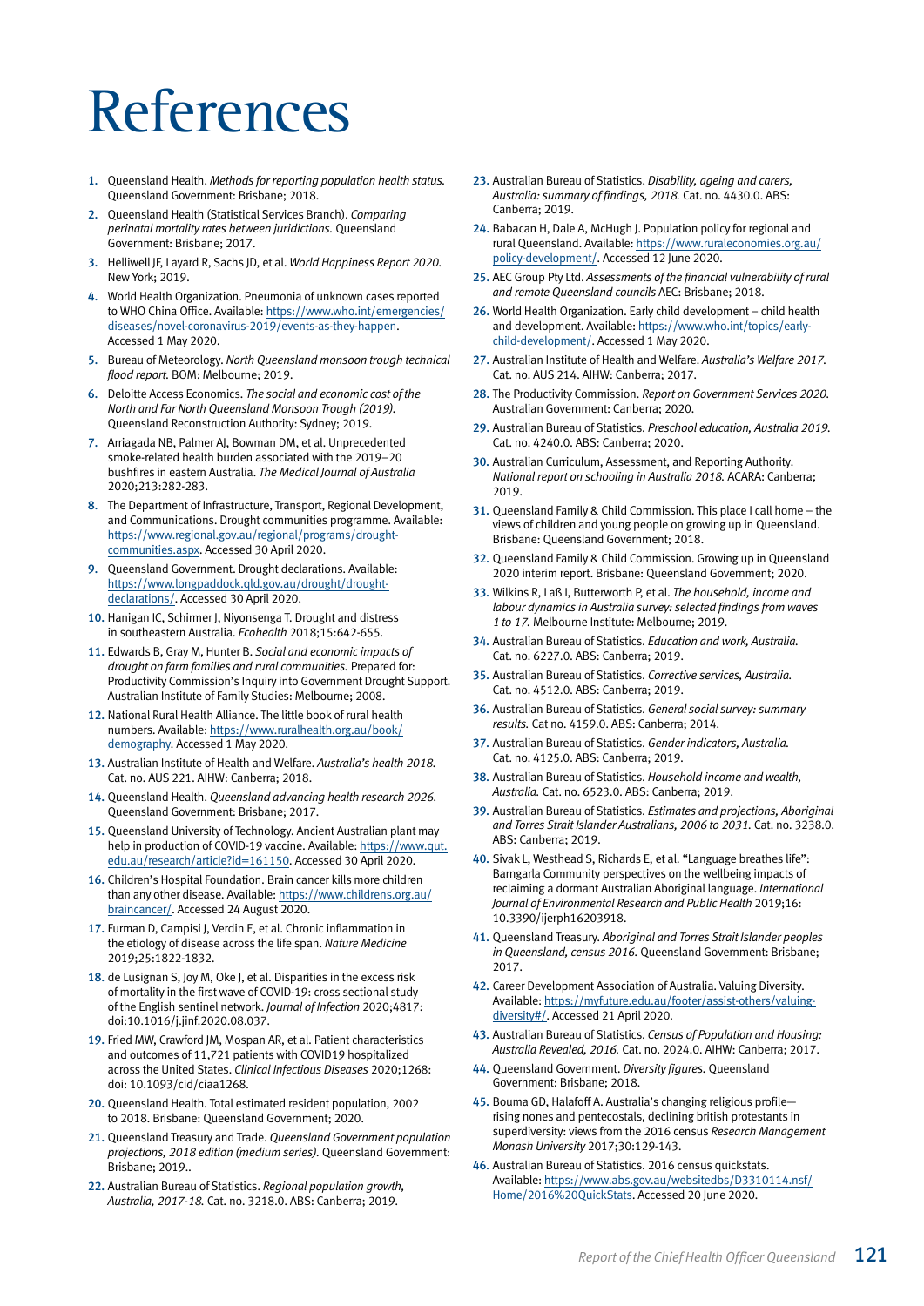# References

1. Queensland Health. *Methods for reporting population health status.* Queensland Government: Brisbane; 2018.
2. Queensland Health (Statistical Services Branch). *Comparing perinatal mortality rates between juridictions.* Queensland Government: Brisbane; 2017.
3. Helliwell JF, Layard R, Sachs JD, et al. *World Happiness Report 2020.* New York; 2019.
4. World Health Organization. Pneumonia of unknown cases reported to WHO China Office. Available: https://www.who.int/emergencies/diseases/novel-coronavirus-2019/events-as-they-happen. Accessed 1 May 2020.
5. Bureau of Meteorology. *North Queensland monsoon trough technical flood report.* BOM: Melbourne; 2019.
6. Deloitte Access Economics. *The social and economic cost of the North and Far North Queensland Monsoon Trough (2019).* Queensland Reconstruction Authority: Sydney; 2019.
7. Arriagada NB, Palmer AJ, Bowman DM, et al. Unprecedented smoke-related health burden associated with the 2019–20 bushfires in eastern Australia. *The Medical Journal of Australia* 2020;213:282-283.
8. The Department of Infrastructure, Transport, Regional Development, and Communications. Drought communities programme. Available: https://www.regional.gov.au/regional/programs/drought-communities.aspx. Accessed 30 April 2020.
9. Queensland Government. Drought declarations. Available: https://www.longpaddock.qld.gov.au/drought/drought-declarations/. Accessed 30 April 2020.
10. Hanigan IC, Schirmer J, Niyonsenga T. Drought and distress in southeastern Australia. *Ecohealth* 2018;15:642-655.
11. Edwards B, Gray M, Hunter B. *Social and economic impacts of drought on farm families and rural communities.* Prepared for: Productivity Commission's Inquiry into Government Drought Support. Australian Institute of Family Studies: Melbourne; 2008.
12. National Rural Health Alliance. The little book of rural health numbers. Available: https://www.ruralhealth.org.au/book/demography. Accessed 1 May 2020.
13. Australian Institute of Health and Welfare. *Australia's health 2018.* Cat. no. AUS 221. AIHW: Canberra; 2018.
14. Queensland Health. *Queensland advancing health research 2026.* Queensland Government: Brisbane; 2017.
15. Queensland University of Technology. Ancient Australian plant may help in production of COVID-19 vaccine. Available: https://www.qut.edu.au/research/article?id=161150. Accessed 30 April 2020.
16. Children's Hospital Foundation. Brain cancer kills more children than any other disease. Available: https://www.childrens.org.au/braincancer/. Accessed 24 August 2020.
17. Furman D, Campisi J, Verdin E, et al. Chronic inflammation in the etiology of disease across the life span. *Nature Medicine* 2019;25:1822-1832.
18. de Lusignan S, Joy M, Oke J, et al. Disparities in the excess risk of mortality in the first wave of COVID-19: cross sectional study of the English sentinel network. *Journal of Infection* 2020;4817: doi:10.1016/j.jinf.2020.08.037.
19. Fried MW, Crawford JM, Mospan AR, et al. Patient characteristics and outcomes of 11,721 patients with COVID19 hospitalized across the United States. *Clinical Infectious Diseases* 2020;1268: doi: 10.1093/cid/ciaa1268.
20. Queensland Health. Total estimated resident population, 2002 to 2018. Brisbane: Queensland Government; 2020.
21. Queensland Treasury and Trade. *Queensland Government population projections, 2018 edition (medium series).* Queensland Government: Brisbane; 2019..
22. Australian Bureau of Statistics. *Regional population growth, Australia, 2017-18.* Cat. no. 3218.0. ABS: Canberra; 2019.
23. Australian Bureau of Statistics. *Disability, ageing and carers, Australia: summary of findings, 2018.* Cat. no. 4430.0. ABS: Canberra; 2019.
24. Babacan H, Dale A, McHugh J. Population policy for regional and rural Queensland. Available: https://www.ruraleconomies.org.au/policy-development/. Accessed 12 June 2020.
25. AEC Group Pty Ltd. *Assessments of the financial vulnerability of rural and remote Queensland councils* AEC: Brisbane; 2018.
26. World Health Organization. Early child development – child health and development. Available: https://www.who.int/topics/early-child-development/. Accessed 1 May 2020.
27. Australian Institute of Health and Welfare. *Australia's Welfare 2017.* Cat. no. AUS 214. AIHW: Canberra; 2017.
28. The Productivity Commission. *Report on Government Services 2020.* Australian Government: Canberra; 2020.
29. Australian Bureau of Statistics. *Preschool education, Australia 2019.* Cat. no. 4240.0. ABS: Canberra; 2020.
30. Australian Curriculum, Assessment, and Reporting Authority. *National report on schooling in Australia 2018.* ACARA: Canberra; 2019.
31. Queensland Family & Child Commission. This place I call home – the views of children and young people on growing up in Queensland. Brisbane: Queensland Government; 2018.
32. Queensland Family & Child Commission. Growing up in Queensland 2020 interim report. Brisbane: Queensland Government; 2020.
33. Wilkins R, Laß I, Butterworth P, et al. *The household, income and labour dynamics in Australia survey: selected findings from waves 1 to 17.* Melbourne Institute: Melbourne; 2019.
34. Australian Bureau of Statistics. *Education and work, Australia.* Cat. no. 6227.0. ABS: Canberra; 2019.
35. Australian Bureau of Statistics. *Corrective services, Australia.* Cat. no. 4512.0. ABS: Canberra; 2019.
36. Australian Bureau of Statistics. *General social survey: summary results.* Cat no. 4159.0. ABS: Canberra; 2014.
37. Australian Bureau of Statistics. *Gender indicators, Australia.* Cat. no. 4125.0. ABS: Canberra; 2019.
38. Australian Bureau of Statistics. *Household income and wealth, Australia.* Cat. no. 6523.0. ABS: Canberra; 2019.
39. Australian Bureau of Statistics. *Estimates and projections, Aboriginal and Torres Strait Islander Australians, 2006 to 2031.* Cat. no. 3238.0. ABS: Canberra; 2019.
40. Sivak L, Westhead S, Richards E, et al. "Language breathes life": Barngarla Community perspectives on the wellbeing impacts of reclaiming a dormant Australian Aboriginal language. *International Journal of Environmental Research and Public Health* 2019;16: 10.3390/ijerph16203918.
41. Queensland Treasury. *Aboriginal and Torres Strait Islander peoples in Queensland, census 2016.* Queensland Government: Brisbane; 2017.
42. Career Development Association of Australia. Valuing Diversity. Available: https://myfuture.edu.au/footer/assist-others/valuing-diversity#/. Accessed 21 April 2020.
43. Australian Bureau of Statistics. *Census of Population and Housing: Australia Revealed, 2016.* Cat. no. 2024.0. AIHW: Canberra; 2017.
44. Queensland Government. *Diversity figures.* Queensland Government: Brisbane; 2018.
45. Bouma GD, Halafoff A. Australia's changing religious profile—rising nones and pentecostals, declining british protestants in superdiversity: views from the 2016 census *Research Management Monash University* 2017;30:129-143.
46. Australian Bureau of Statistics. 2016 census quickstats. Available: https://www.abs.gov.au/websitedbs/D3310114.nsf/Home/2016%20QuickStats. Accessed 20 June 2020.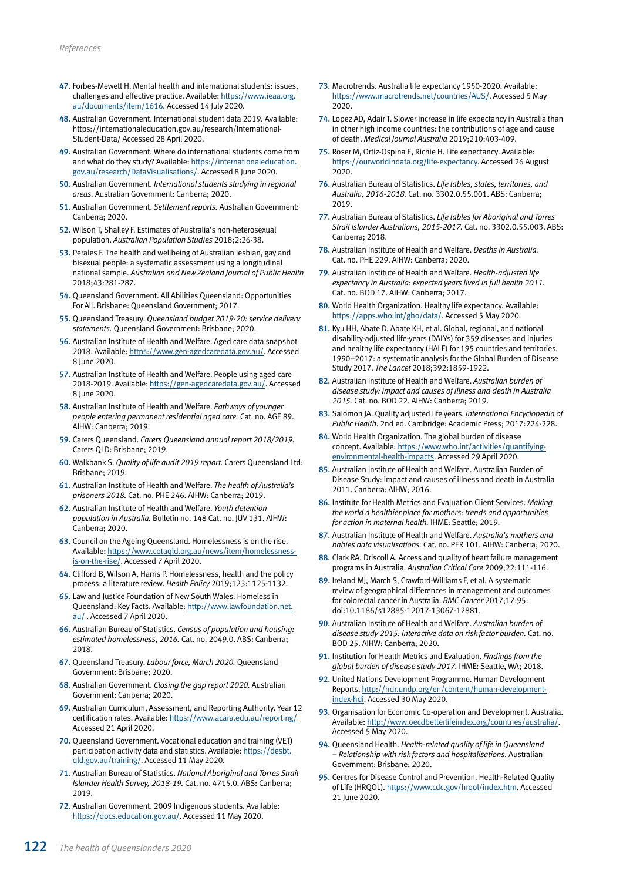47. Forbes-Mewett H. Mental health and international students: issues, challenges and effective practice. Available: https://www.ieaa.org.au/documents/item/1616. Accessed 14 July 2020.
48. Australian Government. International student data 2019. Available: https://internationaleducation.gov.au/research/International-Student-Data/ Accessed 28 April 2020.
49. Australian Government. Where do international students come from and what do they study? Available: https://internationaleducation.gov.au/research/DataVisualisations/. Accessed 8 June 2020.
50. Australian Government. *International students studying in regional areas.* Australian Government: Canberra; 2020.
51. Australian Government. *Settlement reports.* Australian Government: Canberra; 2020.
52. Wilson T, Shalley F. Estimates of Australia's non-heterosexual population. *Australian Population Studies* 2018;2:26-38.
53. Perales F. The health and wellbeing of Australian lesbian, gay and bisexual people: a systematic assessment using a longitudinal national sample. *Australian and New Zealand Journal of Public Health* 2018;43:281-287.
54. Queensland Government. All Abilities Queensland: Opportunities For All. Brisbane: Queensland Government; 2017.
55. Queensland Treasury. *Queensland budget 2019-20: service delivery statements.* Queensland Government: Brisbane; 2020.
56. Australian Institute of Health and Welfare. Aged care data snapshot 2018. Available: https://www.gen-agedcaredata.gov.au/. Accessed 8 June 2020.
57. Australian Institute of Health and Welfare. People using aged care 2018-2019. Available: https://gen-agedcaredata.gov.au/. Accessed 8 June 2020.
58. Australian Institute of Health and Welfare. *Pathways of younger people entering permanent residential aged care.* Cat. no. AGE 89. AIHW: Canberra; 2019.
59. Carers Queensland. *Carers Queensland annual report 2018/2019.* Carers QLD: Brisbane; 2019.
60. Walkbank S. *Quality of life audit 2019 report.* Carers Queensland Ltd: Brisbane; 2019.
61. Australian Institute of Health and Welfare. *The health of Australia's prisoners 2018.* Cat. no. PHE 246. AIHW: Canberra; 2019.
62. Australian Institute of Health and Welfare. *Youth detention population in Australia.* Bulletin no. 148 Cat. no. JUV 131. AIHW: Canberra; 2020.
63. Council on the Ageing Queensland. Homelessness is on the rise. Available: https://www.cotaqld.org.au/news/item/homelessness-is-on-the-rise/. Accessed 7 April 2020.
64. Clifford B, Wilson A, Harris P. Homelessness, health and the policy process: a literature review. *Health Policy* 2019;123:1125-1132.
65. Law and Justice Foundation of New South Wales. Homeless in Queensland: Key Facts. Available: http://www.lawfoundation.net.au/ . Accessed 7 April 2020.
66. Australian Bureau of Statistics. *Census of population and housing: estimated homelessness, 2016.* Cat. no. 2049.0. ABS: Canberra; 2018.
67. Queensland Treasury. *Labour force, March 2020.* Queensland Government: Brisbane; 2020.
68. Australian Government. *Closing the gap report 2020.* Australian Government: Canberra; 2020.
69. Australian Curriculum, Assessment, and Reporting Authority. Year 12 certification rates. Available: https://www.acara.edu.au/reporting/ Accessed 21 April 2020.
70. Queensland Government. Vocational education and training (VET) participation activity data and statistics. Available: https://desbt.qld.gov.au/training/. Accessed 11 May 2020.
71. Australian Bureau of Statistics. *National Aboriginal and Torres Strait Islander Health Survey, 2018-19.* Cat. no. 4715.0. ABS: Canberra; 2019.
72. Australian Government. 2009 Indigenous students. Available: https://docs.education.gov.au/. Accessed 11 May 2020.
73. Macrotrends. Australia life expectancy 1950-2020. Available: https://www.macrotrends.net/countries/AUS/. Accessed 5 May 2020.
74. Lopez AD, Adair T. Slower increase in life expectancy in Australia than in other high income countries: the contributions of age and cause of death. *Medical Journal Australia* 2019;210:403-409.
75. Roser M, Ortiz-Ospina E, Richie H. Life expectancy. Available: https://ourworldindata.org/life-expectancy. Accessed 26 August 2020.
76. Australian Bureau of Statistics. *Life tables, states, territories, and Australia, 2016-2018.* Cat. no. 3302.0.55.001. ABS: Canberra; 2019.
77. Australian Bureau of Statistics. *Life tables for Aboriginal and Torres Strait Islander Australians, 2015-2017.* Cat. no. 3302.0.55.003. ABS: Canberra; 2018.
78. Australian Institute of Health and Welfare. *Deaths in Australia.* Cat. no. PHE 229. AIHW: Canberra; 2020.
79. Australian Institute of Health and Welfare. *Health-adjusted life expectancy in Australia: expected years lived in full health 2011.* Cat. no. BOD 17. AIHW: Canberra; 2017.
80. World Health Organization. Healthy life expectancy. Available: https://apps.who.int/gho/data/. Accessed 5 May 2020.
81. Kyu HH, Abate D, Abate KH, et al. Global, regional, and national disability-adjusted life-years (DALYs) for 359 diseases and injuries and healthy life expectancy (HALE) for 195 countries and territories, 1990–2017: a systematic analysis for the Global Burden of Disease Study 2017. *The Lancet* 2018;392:1859-1922.
82. Australian Institute of Health and Welfare. *Australian burden of disease study: impact and causes of illness and death in Australia 2015.* Cat. no. BOD 22. AIHW: Canberra; 2019.
83. Salomon JA. Quality adjusted life years. *International Encyclopedia of Public Health.* 2nd ed. Cambridge: Academic Press; 2017:224-228.
84. World Health Organization. The global burden of disease concept. Available: https://www.who.int/activities/quantifying-environmental-health-impacts. Accessed 29 April 2020.
85. Australian Institute of Health and Welfare. Australian Burden of Disease Study: impact and causes of illness and death in Australia 2011. Canberra: AIHW; 2016.
86. Institute for Health Metrics and Evaluation Client Services. *Making the world a healthier place for mothers: trends and opportunities for action in maternal health.* IHME: Seattle; 2019.
87. Australian Institute of Health and Welfare. *Australia's mothers and babies data visualisations.* Cat. no. PER 101. AIHW: Canberra; 2020.
88. Clark RA, Driscoll A. Access and quality of heart failure management programs in Australia. *Australian Critical Care* 2009;22:111-116.
89. Ireland MJ, March S, Crawford-Williams F, et al. A systematic review of geographical differences in management and outcomes for colorectal cancer in Australia. *BMC Cancer* 2017;17:95: doi:10.1186/s12885-12017-13067-12881.
90. Australian Institute of Health and Welfare. *Australian burden of disease study 2015: interactive data on risk factor burden.* Cat. no. BOD 25. AIHW: Canberra; 2020.
91. Institution for Health Metrics and Evaluation. *Findings from the global burden of disease study 2017.* IHME: Seattle, WA; 2018.
92. United Nations Development Programme. Human Development Reports. http://hdr.undp.org/en/content/human-development-index-hdi. Accessed 30 May 2020.
93. Organisation for Economic Co-operation and Development. Australia. Available: http://www.oecdbetterlifeindex.org/countries/australia/. Accessed 5 May 2020.
94. Queensland Health. *Health-related quality of life in Queensland – Relationship with risk factors and hospitalisations.* Australian Government: Brisbane; 2020.
95. Centres for Disease Control and Prevention. Health-Related Quality of Life (HRQOL). https://www.cdc.gov/hrqol/index.htm. Accessed 21 June 2020.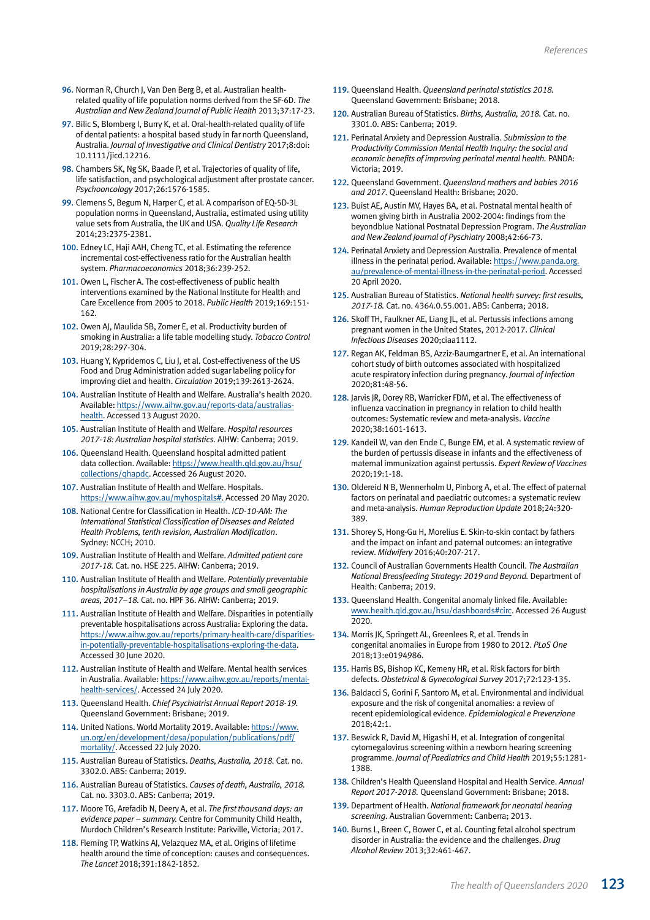96. Norman R, Church J, Van Den Berg B, et al. Australian health-related quality of life population norms derived from the SF-6D. *The Australian and New Zealand Journal of Public Health* 2013;37:17-23.
97. Bilic S, Blomberg I, Burry K, et al. Oral-health-related quality of life of dental patients: a hospital based study in far north Queensland, Australia. *Journal of Investigative and Clinical Dentistry* 2017;8:doi: 10.1111/jicd.12216.
98. Chambers SK, Ng SK, Baade P, et al. Trajectories of quality of life, life satisfaction, and psychological adjustment after prostate cancer. *Psychooncology* 2017;26:1576-1585.
99. Clemens S, Begum N, Harper C, et al. A comparison of EQ-5D-3L population norms in Queensland, Australia, estimated using utility value sets from Australia, the UK and USA. *Quality Life Research* 2014;23:2375-2381.
100. Edney LC, Haji AAH, Cheng TC, et al. Estimating the reference incremental cost-effectiveness ratio for the Australian health system. *Pharmacoeconomics* 2018;36:239-252.
101. Owen L, Fischer A. The cost-effectiveness of public health interventions examined by the National Institute for Health and Care Excellence from 2005 to 2018. *Public Health* 2019;169:151-162.
102. Owen AJ, Maulida SB, Zomer E, et al. Productivity burden of smoking in Australia: a life table modelling study. *Tobacco Control* 2019;28:297-304.
103. Huang Y, Kypridemos C, Liu J, et al. Cost-effectiveness of the US Food and Drug Administration added sugar labeling policy for improving diet and health. *Circulation* 2019;139:2613-2624.
104. Australian Institute of Health and Welfare. Australia's health 2020. Available: https://www.aihw.gov.au/reports-data/australias-health. Accessed 13 August 2020.
105. Australian Institute of Health and Welfare. *Hospital resources 2017-18: Australian hospital statistics.* AIHW: Canberra; 2019.
106. Queensland Health. Queensland hospital admitted patient data collection. Available: https://www.health.qld.gov.au/hsu/collections/qhapdc. Accessed 26 August 2020.
107. Australian Institute of Health and Welfare. Hospitals. https://www.aihw.gov.au/myhospitals#. Accessed 20 May 2020.
108. National Centre for Classification in Health. *ICD-10-AM: The International Statistical Classification of Diseases and Related Health Problems, tenth revision, Australian Modification*. Sydney: NCCH; 2010.
109. Australian Institute of Health and Welfare. *Admitted patient care 2017-18.* Cat. no. HSE 225. AIHW: Canberra; 2019.
110. Australian Institute of Health and Welfare. *Potentially preventable hospitalisations in Australia by age groups and small geographic areas, 2017–18.* Cat. no. HPF 36. AIHW: Canberra; 2019.
111. Australian Institute of Health and Welfare. Disparities in potentially preventable hospitalisations across Australia: Exploring the data. https://www.aihw.gov.au/reports/primary-health-care/disparities-in-potentially-preventable-hospitalisations-exploring-the-data. Accessed 30 June 2020.
112. Australian Institute of Health and Welfare. Mental health services in Australia. Available: https://www.aihw.gov.au/reports/mental-health-services/. Accessed 24 July 2020.
113. Queensland Health. *Chief Psychiatrist Annual Report 2018-19.* Queensland Government: Brisbane; 2019.
114. United Nations. World Mortality 2019. Available: https://www.un.org/en/development/desa/population/publications/pdf/mortality/. Accessed 22 July 2020.
115. Australian Bureau of Statistics. *Deaths, Australia, 2018.* Cat. no. 3302.0. ABS: Canberra; 2019.
116. Australian Bureau of Statistics. *Causes of death, Australia, 2018.* Cat. no. 3303.0. ABS: Canberra; 2019.
117. Moore TG, Arefadib N, Deery A, et al. *The first thousand days: an evidence paper – summary.* Centre for Community Child Health, Murdoch Children's Research Institute: Parkville, Victoria; 2017.
118. Fleming TP, Watkins AJ, Velazquez MA, et al. Origins of lifetime health around the time of conception: causes and consequences. *The Lancet* 2018;391:1842-1852.
119. Queensland Health. *Queensland perinatal statistics 2018.* Queensland Government: Brisbane; 2018.
120. Australian Bureau of Statistics. *Births, Australia, 2018.* Cat. no. 3301.0. ABS: Canberra; 2019.
121. Perinatal Anxiety and Depression Australia. *Submission to the Productivity Commission Mental Health Inquiry: the social and economic benefits of improving perinatal mental health.* PANDA: Victoria; 2019.
122. Queensland Government. *Queensland mothers and babies 2016 and 2017.* Queensland Health: Brisbane; 2020.
123. Buist AE, Austin MV, Hayes BA, et al. Postnatal mental health of women giving birth in Australia 2002-2004: findings from the beyondblue National Postnatal Depression Program. *The Australian and New Zealand Journal of Pyschiatry* 2008;42:66-73.
124. Perinatal Anxiety and Depression Australia. Prevalence of mental illness in the perinatal period. Available: https://www.panda.org.au/prevalence-of-mental-illness-in-the-perinatal-period. Accessed 20 April 2020.
125. Australian Bureau of Statistics. *National health survey: first results, 2017-18.* Cat. no. 4364.0.55.001. ABS: Canberra; 2018.
126. Skoff TH, Faulkner AE, Liang JL, et al. Pertussis infections among pregnant women in the United States, 2012-2017. *Clinical Infectious Diseases* 2020;ciaa1112.
127. Regan AK, Feldman BS, Azziz-Baumgartner E, et al. An international cohort study of birth outcomes associated with hospitalized acute respiratory infection during pregnancy. *Journal of Infection* 2020;81:48-56.
128. Jarvis JR, Dorey RB, Warricker FDM, et al. The effectiveness of influenza vaccination in pregnancy in relation to child health outcomes: Systematic review and meta-analysis. *Vaccine* 2020;38:1601-1613.
129. Kandeil W, van den Ende C, Bunge EM, et al. A systematic review of the burden of pertussis disease in infants and the effectiveness of maternal immunization against pertussis. *Expert Review of Vaccines* 2020;19:1-18.
130. Oldereid N B, Wennerholm U, Pinborg A, et al. The effect of paternal factors on perinatal and paediatric outcomes: a systematic review and meta-analysis. *Human Reproduction Update* 2018;24:320-389.
131. Shorey S, Hong-Gu H, Morelius E. Skin-to-skin contact by fathers and the impact on infant and paternal outcomes: an integrative review. *Midwifery* 2016;40:207-217.
132. Council of Australian Governments Health Council. *The Australian National Breasfeeding Strategy: 2019 and Beyond.* Department of Health: Canberra; 2019.
133. Queensland Health. Congenital anomaly linked file. Available: www.health.qld.gov.au/hsu/dashboards#circ. Accessed 26 August 2020.
134. Morris JK, Springett AL, Greenlees R, et al. Trends in congenital anomalies in Europe from 1980 to 2012. *PLoS One* 2018;13:e0194986.
135. Harris BS, Bishop KC, Kemeny HR, et al. Risk factors for birth defects. *Obstetrical & Gynecological Survey* 2017;72:123-135.
136. Baldacci S, Gorini F, Santoro M, et al. Environmental and individual exposure and the risk of congenital anomalies: a review of recent epidemiological evidence. *Epidemiological e Prevenzione* 2018;42:1.
137. Beswick R, David M, Higashi H, et al. Integration of congenital cytomegalovirus screening within a newborn hearing screening programme. *Journal of Paediatrics and Child Health* 2019;55:1281-1388.
138. Children's Health Queensland Hospital and Health Service. *Annual Report 2017-2018.* Queensland Government: Brisbane; 2018.
139. Department of Health. *National framework for neonatal hearing screening.* Australian Government: Canberra; 2013.
140. Burns L, Breen C, Bower C, et al. Counting fetal alcohol spectrum disorder in Australia: the evidence and the challenges. *Drug Alcohol Review* 2013;32:461-467.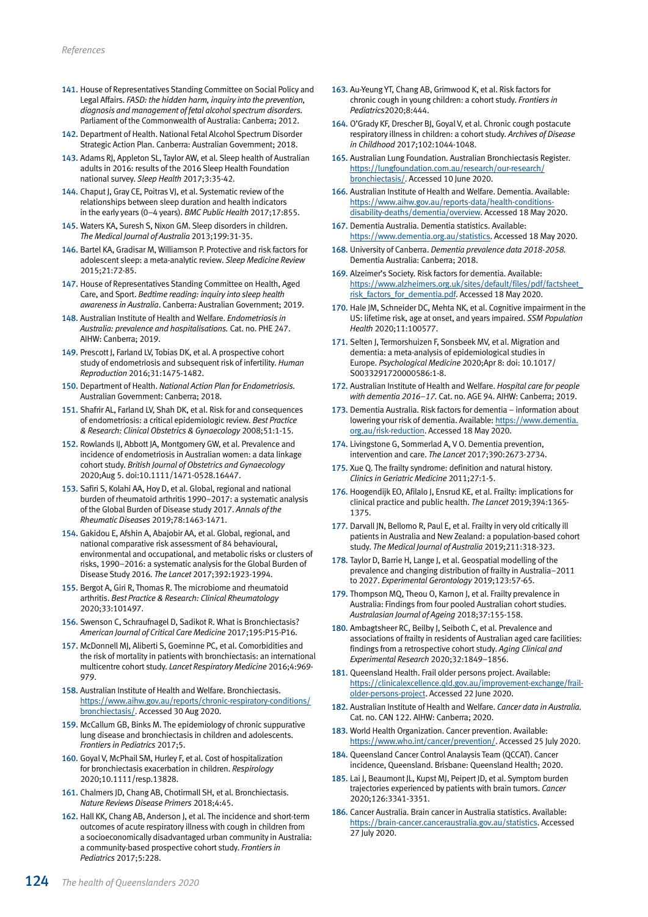141. House of Representatives Standing Committee on Social Policy and Legal Affairs. *FASD: the hidden harm, inquiry into the prevention, diagnosis and management of fetal alcohol spectrum disorders*. Parliament of the Commonwealth of Australia: Canberra; 2012.
142. Department of Health. National Fetal Alcohol Spectrum Disorder Strategic Action Plan. Canberra: Australian Government; 2018.
143. Adams RJ, Appleton SL, Taylor AW, et al. Sleep health of Australian adults in 2016: results of the 2016 Sleep Health Foundation national survey. *Sleep Health* 2017;3:35-42.
144. Chaput J, Gray CE, Poitras VJ, et al. Systematic review of the relationships between sleep duration and health indicators in the early years (0–4 years). *BMC Public Health* 2017;17:855.
145. Waters KA, Suresh S, Nixon GM. Sleep disorders in children. *The Medical Journal of Australia* 2013;199:31-35.
146. Bartel KA, Gradisar M, Williamson P. Protective and risk factors for adolescent sleep: a meta-analytic review. *Sleep Medicine Review* 2015;21:72-85.
147. House of Representatives Standing Committee on Health, Aged Care, and Sport. *Bedtime reading: inquiry into sleep health awareness in Australia*. Canberra: Australian Government; 2019.
148. Australian Institute of Health and Welfare. *Endometriosis in Australia: prevalence and hospitalisations.* Cat. no. PHE 247. AIHW: Canberra; 2019.
149. Prescott J, Farland LV, Tobias DK, et al. A prospective cohort study of endometriosis and subsequent risk of infertility. *Human Reproduction* 2016;31:1475-1482.
150. Department of Health. *National Action Plan for Endometriosis*. Australian Government: Canberra; 2018.
151. Shafrir AL, Farland LV, Shah DK, et al. Risk for and consequences of endometriosis: a critical epidemiologic review. *Best Practice & Research: Clinical Obstetrics & Gynaecology* 2008;51:1-15.
152. Rowlands IJ, Abbott JA, Montgomery GW, et al. Prevalence and incidence of endometriosis in Australian women: a data linkage cohort study. *British Journal of Obstetrics and Gynaecology* 2020;Aug 5. doi:10.1111/1471-0528.16447.
153. Safiri S, Kolahi AA, Hoy D, et al. Global, regional and national burden of rheumatoid arthritis 1990–2017: a systematic analysis of the Global Burden of Disease study 2017. *Annals of the Rheumatic Diseases* 2019;78:1463-1471.
154. Gakidou E, Afshin A, Abajobir AA, et al. Global, regional, and national comparative risk assessment of 84 behavioural, environmental and occupational, and metabolic risks or clusters of risks, 1990–2016: a systematic analysis for the Global Burden of Disease Study 2016. *The Lancet* 2017;392:1923-1994.
155. Bergot A, Giri R, Thomas R. The microbiome and rheumatoid arthritis. *Best Practice & Research: Clinical Rheumatology* 2020;33:101497.
156. Swenson C, Schraufnagel D, Sadikot R. What is Bronchiectasis? *American Journal of Critical Care Medicine* 2017;195:P15-P16.
157. McDonnell MJ, Aliberti S, Goeminne PC, et al. Comorbidities and the risk of mortality in patients with bronchiectasis: an international multicentre cohort study. *Lancet Respiratory Medicine* 2016;4:969-979.
158. Australian Institute of Health and Welfare. Bronchiectasis. https://www.aihw.gov.au/reports/chronic-respiratory-conditions/bronchiectasis/. Accessed 30 Aug 2020.
159. McCallum GB, Binks M. The epidemiology of chronic suppurative lung disease and bronchiectasis in children and adolescents. *Frontiers in Pediatrics* 2017;5.
160. Goyal V, McPhail SM, Hurley F, et al. Cost of hospitalization for bronchiectasis exacerbation in children. *Respirology* 2020;10.1111/resp.13828.
161. Chalmers JD, Chang AB, Chotirmall SH, et al. Bronchiectasis. *Nature Reviews Disease Primers* 2018;4:45.
162. Hall KK, Chang AB, Anderson J, et al. The incidence and short-term outcomes of acute respiratory illness with cough in children from a socioeconomically disadvantaged urban community in Australia: a community-based prospective cohort study. *Frontiers in Pediatrics* 2017;5:228.
163. Au-Yeung YT, Chang AB, Grimwood K, et al. Risk factors for chronic cough in young children: a cohort study. *Frontiers in Pediatrics*2020;8:444.
164. O'Grady KF, Drescher BJ, Goyal V, et al. Chronic cough postacute respiratory illness in children: a cohort study. *Archives of Disease in Childhood* 2017;102:1044-1048.
165. Australian Lung Foundation. Australian Bronchiectasis Register. https://lungfoundation.com.au/research/our-research/bronchiectasis/. Accessed 10 June 2020.
166. Australian Institute of Health and Welfare. Dementia. Available: https://www.aihw.gov.au/reports-data/health-conditions-disability-deaths/dementia/overview. Accessed 18 May 2020.
167. Dementia Australia. Dementia statistics. Available: https://www.dementia.org.au/statistics. Accessed 18 May 2020.
168. University of Canberra. *Dementia prevalence data 2018-2058.* Dementia Australia: Canberra; 2018.
169. Alzeimer's Society. Risk factors for dementia. Available: https://www.alzheimers.org.uk/sites/default/files/pdf/factsheet_risk_factors_for_dementia.pdf. Accessed 18 May 2020.
170. Hale JM, Schneider DC, Mehta NK, et al. Cognitive impairment in the US: lifetime risk, age at onset, and years impaired. *SSM Population Health* 2020;11:100577.
171. Selten J, Termorshuizen F, Sonsbeek MV, et al. Migration and dementia: a meta-analysis of epidemiological studies in Europe. *Psychological Medicine* 2020;Apr 8: doi: 10.1017/S0033291720000586:1-8.
172. Australian Institute of Health and Welfare. *Hospital care for people with dementia 2016–17.* Cat. no. AGE 94. AIHW: Canberra; 2019.
173. Dementia Australia. Risk factors for dementia – information about lowering your risk of dementia. Available: https://www.dementia.org.au/risk-reduction. Accessed 18 May 2020.
174. Livingstone G, Sommerlad A, V O. Dementia prevention, intervention and care. *The Lancet* 2017;390:2673-2734.
175. Xue Q. The frailty syndrome: definition and natural history. *Clinics in Geriatric Medicine* 2011;27:1-5.
176. Hoogendijk EO, Afilalo J, Ensrud KE, et al. Frailty: implications for clinical practice and public health. *The Lancet* 2019;394:1365-1375.
177. Darvall JN, Bellomo R, Paul E, et al. Frailty in very old critically ill patients in Australia and New Zealand: a population-based cohort study. *The Medical Journal of Australia* 2019;211:318-323.
178. Taylor D, Barrie H, Lange J, et al. Geospatial modelling of the prevalence and changing distribution of frailty in Australia–2011 to 2027. *Experimental Gerontology* 2019;123:57-65.
179. Thompson MQ, Theou O, Karnon J, et al. Frailty prevalence in Australia: Findings from four pooled Australian cohort studies. *Australasian Journal of Ageing* 2018;37:155-158.
180. Ambagtsheer RC, Beilby J, Seiboth C, et al. Prevalence and associations of frailty in residents of Australian aged care facilities: findings from a retrospective cohort study. *Aging Clinical and Experimental Research* 2020;32:1849–1856.
181. Queensland Health. Frail older persons project. Available: https://clinicalexcellence.qld.gov.au/improvement-exchange/frail-older-persons-project. Accessed 22 June 2020.
182. Australian Institute of Health and Welfare. *Cancer data in Australia.* Cat. no. CAN 122. AIHW: Canberra; 2020.
183. World Health Organization. Cancer prevention. Available: https://www.who.int/cancer/prevention/. Accessed 25 July 2020.
184. Queensland Cancer Control Analaysis Team (QCCAT). Cancer incidence, Queensland. Brisbane: Queensland Health; 2020.
185. Lai J, Beaumont JL, Kupst MJ, Peipert JD, et al. Symptom burden trajectories experienced by patients with brain tumors. *Cancer* 2020;126:3341-3351.
186. Cancer Australia. Brain cancer in Australia statistics. Available: https://brain-cancer.canceraustralia.gov.au/statistics. Accessed 27 July 2020.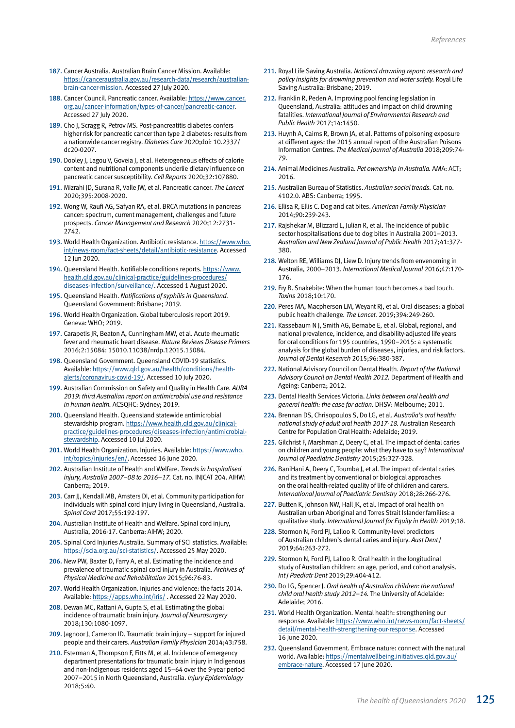187. Cancer Australia. Australian Brain Cancer Mission. Available: https://canceraustralia.gov.au/research-data/research/australian-brain-cancer-mission. Accessed 27 July 2020.

188. Cancer Council. Pancreatic cancer. Available: https://www.cancer.org.au/cancer-information/types-of-cancer/pancreatic-cancer. Accessed 27 July 2020.

189. Cho J, Scragg R, Petrov MS. Post-pancreatitis diabetes confers higher risk for pancreatic cancer than type 2 diabetes: results from a nationwide cancer registry. *Diabetes Care* 2020;doi: 10.2337/dc20-0207.

190. Dooley J, Lagou V, Goveia J, et al. Heterogeneous effects of calorie content and nutritional components underlie dietary influence on pancreatic cancer susceptibility. *Cell Reports* 2020;32:107880.

191. Mizrahi JD, Surana R, Valle JW, et al. Pancreatic cancer. *The Lancet* 2020;395:2008-2020.

192. Wong W, Raufi AG, Safyan RA, et al. BRCA mutations in pancreas cancer: spectrum, current management, challenges and future prospects. *Cancer Management and Research* 2020;12:2731-2742.

193. World Health Organization. Antibiotic resistance. https://www.who.int/news-room/fact-sheets/detail/antibiotic-resistance. Accessed 12 Jun 2020.

194. Queensland Health. Notifiable conditions reports. https://www.health.qld.gov.au/clinical-practice/guidelines-procedures/diseases-infection/surveillance/. Accessed 1 August 2020.

195. Queensland Health. *Notifications of syphilis in Queensland.* Queensland Government: Brisbane; 2019.

196. World Health Organization. Global tuberculosis report 2019. Geneva: WHO; 2019.

197. Carapetis JR, Beaton A, Cunningham MW, et al. Acute rheumatic fever and rheumatic heart disease. *Nature Reviews Disease Primers* 2016;2:15084: 15010.11038/nrdp.12015.15084.

198. Queensland Government. Queensland COVID-19 statistics. Available: https://www.qld.gov.au/health/conditions/health-alerts/coronavirus-covid-19/. Accessed 10 July 2020.

199. Australian Commission on Safety and Quality in Health Care. *AURA 2019: third Australian report on antimicrobial use and resistance in human health.* ACSQHC: Sydney; 2019.

200. Queensland Health. Queensland statewide antimicrobial stewardship program. https://www.health.qld.gov.au/clinical-practice/guidelines-procedures/diseases-infection/antimicrobial-stewardship. Accessed 10 Jul 2020.

201. World Health Organization. Injuries. Available: https://www.who.int/topics/injuries/en/. Accessed 16 June 2020.

202. Australian Institute of Health and Welfare. *Trends in hospitalised injury, Australia 2007–08 to 2016–17.* Cat. no. INJCAT 204. AIHW: Canberra; 2019.

203. Carr JJ, Kendall MB, Amsters DI, et al. Community participation for individuals with spinal cord injury living in Queensland, Australia. *Spinal Cord* 2017;55:192-197.

204. Australian Institute of Health and Welfare. Spinal cord injury, Australia, 2016-17. Canberra: AIHW; 2020.

205. Spinal Cord Injuries Australia. Summary of SCI statistics. Available: https://scia.org.au/sci-statistics/. Accessed 25 May 2020.

206. New PW, Baxter D, Farry A, et al. Estimating the incidence and prevalence of traumatic spinal cord injury in Australia. *Archives of Physical Medicine and Rehabilitation* 2015;96:76-83.

207. World Health Organization. Injuries and violence: the facts 2014. Available: https://apps.who.int/iris/ . Accessed 22 May 2020.

208. Dewan MC, Rattani A, Gupta S, et al. Estimating the global incidence of traumatic brain injury. *Journal of Neurosurgery* 2018;130:1080-1097.

209. Jagnoor J, Cameron ID. Traumatic brain injury – support for injured people and their carers. *Australian Family Physician* 2014;43:758.

210. Esterman A, Thompson F, Fitts M, et al. Incidence of emergency department presentations for traumatic brain injury in Indigenous and non-Indigenous residents aged 15–64 over the 9-year period 2007–2015 in North Queensland, Australia. *Injury Epidemiology* 2018;5:40.

211. Royal Life Saving Australia. *National drowning report: research and policy insights for drowning prevention and water safety.* Royal Life Saving Australia: Brisbane; 2019.

212. Franklin R, Peden A. Improving pool fencing legislation in Queensland, Australia: attitudes and impact on child drowning fatalities. *International Journal of Environmental Research and Public Health* 2017;14:1450.

213. Huynh A, Cairns R, Brown JA, et al. Patterns of poisoning exposure at different ages: the 2015 annual report of the Australian Poisons Information Centres. *The Medical Journal of Australia* 2018;209:74-79.

214. Animal Medicines Australia. *Pet ownership in Australia.* AMA: ACT; 2016.

215. Australian Bureau of Statistics. *Australian social trends.* Cat. no. 4102.0. ABS: Canberra; 1995.

216. Ellisa R, Ellis C. Dog and cat bites. *American Family Physician* 2014;90:239-243.

217. Rajshekar M, Blizzard L, Julian R, et al. The incidence of public sector hospitalisations due to dog bites in Australia 2001–2013. *Australian and New Zealand Journal of Public Health* 2017;41:377-380.

218. Welton RE, Williams DJ, Liew D. Injury trends from envenoming in Australia, 2000–2013. *International Medical Journal* 2016;47:170-176.

219. Fry B. Snakebite: When the human touch becomes a bad touch. *Toxins* 2018;10:170.

220. Peres MA, Macpherson LM, Weyant RJ, et al. Oral diseases: a global public health challenge. *The Lancet.* 2019;394:249-260.

221. Kassebaum N J, Smith AG, Bernabe E, et al. Global, regional, and national prevalence, incidence, and disability-adjusted life years for oral conditions for 195 countries, 1990–2015: a systematic analysis for the global burden of diseases, injuries, and risk factors. *Journal of Dental Research* 2015;96:380-387.

222. National Advisory Council on Dental Health. *Report of the National Advisory Council on Dental Health 2012.* Department of Health and Ageing: Canberra; 2012.

223. Dental Health Services Victoria. *Links between oral health and general health: the case for action.* DHSV: Melbourne; 2011.

224. Brennan DS, Chrisopoulos S, Do LG, et al. *Australia's oral health: national study of adult oral health 2017-18.* Australian Research Centre for Population Oral Health: Adelaide; 2019.

225. Gilchrist F, Marshman Z, Deery C, et al. The impact of dental caries on children and young people: what they have to say? *International Journal of Paediatric Dentistry* 2015;25:327-328.

226. BaniHani A, Deery C, Toumba J, et al. The impact of dental caries and its treatment by conventional or biological approaches on the oral health-related quality of life of children and carers. *International Journal of Paediatric Dentistry* 2018;28:266-276.

227. Butten K, Johnson NW, Hall JK, et al. Impact of oral health on Australian urban Aboriginal and Torres Strait Islander families: a qualitative study. *International Journal for Equity in Health* 2019;18.

228. Stormon N, Ford PJ, Lalloo R. Community-level predictors of Australian children's dental caries and injury. *Aust Dent J* 2019;64:263-272.

229. Stormon N, Ford PJ, Lalloo R. Oral health in the longitudinal study of Australian children: an age, period, and cohort analysis. *Int J Paediatr Dent* 2019;29:404-412.

230. Do LG, Spencer J. *Oral health of Australian children: the national child oral health study 2012–14.* The University of Adelaide: Adelaide; 2016.

231. World Health Organization. Mental health: strengthening our response. Available: https://www.who.int/news-room/fact-sheets/detail/mental-health-strengthening-our-response. Accessed 16 June 2020.

232. Queensland Government. Embrace nature: connect with the natural world. Available: https://mentalwellbeing.initiatives.qld.gov.au/embrace-nature. Accessed 17 June 2020.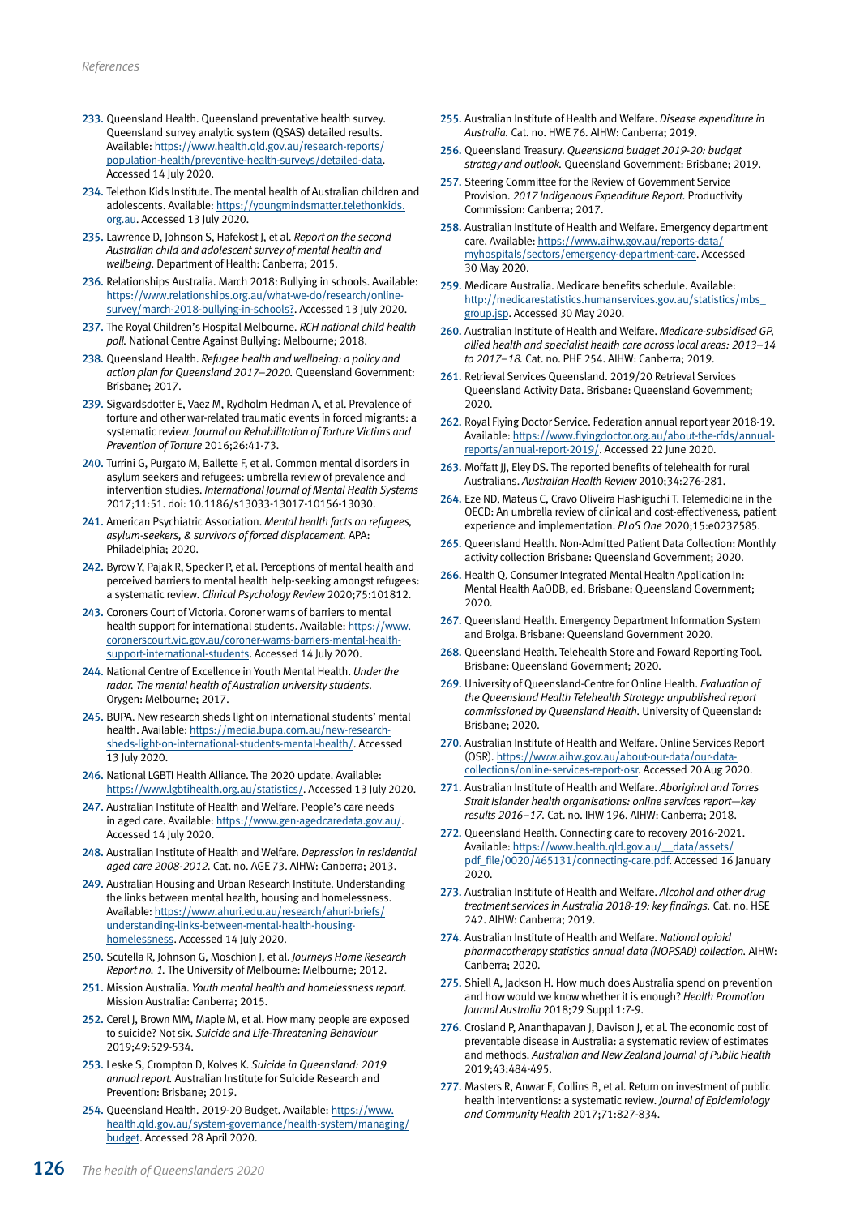233. Queensland Health. Queensland preventative health survey. Queensland survey analytic system (QSAS) detailed results. Available: https://www.health.qld.gov.au/research-reports/population-health/preventive-health-surveys/detailed-data. Accessed 14 July 2020.
234. Telethon Kids Institute. The mental health of Australian children and adolescents. Available: https://youngmindsmatter.telethonkids.org.au. Accessed 13 July 2020.
235. Lawrence D, Johnson S, Hafekost J, et al. *Report on the second Australian child and adolescent survey of mental health and wellbeing.* Department of Health: Canberra; 2015.
236. Relationships Australia. March 2018: Bullying in schools. Available: https://www.relationships.org.au/what-we-do/research/online-survey/march-2018-bullying-in-schools?. Accessed 13 July 2020.
237. The Royal Children's Hospital Melbourne. *RCH national child health poll.* National Centre Against Bullying: Melbourne; 2018.
238. Queensland Health. *Refugee health and wellbeing: a policy and action plan for Queensland 2017–2020.* Queensland Government: Brisbane; 2017.
239. Sigvardsdotter E, Vaez M, Rydholm Hedman A, et al. Prevalence of torture and other war-related traumatic events in forced migrants: a systematic review. *Journal on Rehabilitation of Torture Victims and Prevention of Torture* 2016;26:41-73.
240. Turrini G, Purgato M, Ballette F, et al. Common mental disorders in asylum seekers and refugees: umbrella review of prevalence and intervention studies. *International Journal of Mental Health Systems* 2017;11:51. doi: 10.1186/s13033-13017-10156-13030.
241. American Psychiatric Association. *Mental health facts on refugees, asylum-seekers, & survivors of forced displacement.* APA: Philadelphia; 2020.
242. Byrow Y, Pajak R, Specker P, et al. Perceptions of mental health and perceived barriers to mental health help-seeking amongst refugees: a systematic review. *Clinical Psychology Review* 2020;75:101812.
243. Coroners Court of Victoria. Coroner warns of barriers to mental health support for international students. Available: https://www.coronerscourt.vic.gov.au/coroner-warns-barriers-mental-health-support-international-students. Accessed 14 July 2020.
244. National Centre of Excellence in Youth Mental Health. *Under the radar. The mental health of Australian university students.* Orygen: Melbourne; 2017.
245. BUPA. New research sheds light on international students' mental health. Available: https://media.bupa.com.au/new-research-sheds-light-on-international-students-mental-health/. Accessed 13 July 2020.
246. National LGBTI Health Alliance. The 2020 update. Available: https://www.lgbtihealth.org.au/statistics/. Accessed 13 July 2020.
247. Australian Institute of Health and Welfare. People's care needs in aged care. Available: https://www.gen-agedcaredata.gov.au/. Accessed 14 July 2020.
248. Australian Institute of Health and Welfare. *Depression in residential aged care 2008-2012.* Cat. no. AGE 73. AIHW: Canberra; 2013.
249. Australian Housing and Urban Research Institute. Understanding the links between mental health, housing and homelessness. Available: https://www.ahuri.edu.au/research/ahuri-briefs/understanding-links-between-mental-health-housing-homelessness. Accessed 14 July 2020.
250. Scutella R, Johnson G, Moschion J, et al. *Journeys Home Research Report no. 1.* The University of Melbourne: Melbourne; 2012.
251. Mission Australia. *Youth mental health and homelessness report.* Mission Australia: Canberra; 2015.
252. Cerel J, Brown MM, Maple M, et al. How many people are exposed to suicide? Not six. *Suicide and Life-Threatening Behaviour* 2019;49:529-534.
253. Leske S, Crompton D, Kolves K. *Suicide in Queensland: 2019 annual report.* Australian Institute for Suicide Research and Prevention: Brisbane; 2019.
254. Queensland Health. 2019-20 Budget. Available: https://www.health.qld.gov.au/system-governance/health-system/managing/budget. Accessed 28 April 2020.
255. Australian Institute of Health and Welfare. *Disease expenditure in Australia.* Cat. no. HWE 76. AIHW: Canberra; 2019.
256. Queensland Treasury. *Queensland budget 2019-20: budget strategy and outlook.* Queensland Government: Brisbane; 2019.
257. Steering Committee for the Review of Government Service Provision. *2017 Indigenous Expenditure Report.* Productivity Commission: Canberra; 2017.
258. Australian Institute of Health and Welfare. Emergency department care. Available: https://www.aihw.gov.au/reports-data/myhospitals/sectors/emergency-department-care. Accessed 30 May 2020.
259. Medicare Australia. Medicare benefits schedule. Available: http://medicarestatistics.humanservices.gov.au/statistics/mbs_group.jsp. Accessed 30 May 2020.
260. Australian Institute of Health and Welfare. *Medicare-subsidised GP, allied health and specialist health care across local areas: 2013–14 to 2017–18.* Cat. no. PHE 254. AIHW: Canberra; 2019.
261. Retrieval Services Queensland. 2019/20 Retrieval Services Queensland Activity Data. Brisbane: Queensland Government; 2020.
262. Royal Flying Doctor Service. Federation annual report year 2018-19. Available: https://www.flyingdoctor.org.au/about-the-rfds/annual-reports/annual-report-2019/. Accessed 22 June 2020.
263. Moffatt JJ, Eley DS. The reported benefits of telehealth for rural Australians. *Australian Health Review* 2010;34:276-281.
264. Eze ND, Mateus C, Cravo Oliveira Hashiguchi T. Telemedicine in the OECD: An umbrella review of clinical and cost-effectiveness, patient experience and implementation. *PLoS One* 2020;15:e0237585.
265. Queensland Health. Non-Admitted Patient Data Collection: Monthly activity collection Brisbane: Queensland Government; 2020.
266. Health Q. Consumer Integrated Mental Health Application In: Mental Health AaODB, ed. Brisbane: Queensland Government; 2020.
267. Queensland Health. Emergency Department Information System and Brolga. Brisbane: Queensland Government 2020.
268. Queensland Health. Telehealth Store and Foward Reporting Tool. Brisbane: Queensland Government; 2020.
269. University of Queensland-Centre for Online Health. *Evaluation of the Queensland Health Telehealth Strategy: unpublished report commissioned by Queensland Health.* University of Queensland: Brisbane; 2020.
270. Australian Institute of Health and Welfare. Online Services Report (OSR). https://www.aihw.gov.au/about-our-data/our-data-collections/online-services-report-osr. Accessed 20 Aug 2020.
271. Australian Institute of Health and Welfare. *Aboriginal and Torres Strait Islander health organisations: online services report—key results 2016–17.* Cat. no. IHW 196. AIHW: Canberra; 2018.
272. Queensland Health. Connecting care to recovery 2016-2021. Available: https://www.health.qld.gov.au/__data/assets/pdf_file/0020/465131/connecting-care.pdf. Accessed 16 January 2020.
273. Australian Institute of Health and Welfare. *Alcohol and other drug treatment services in Australia 2018-19: key findings.* Cat. no. HSE 242. AIHW: Canberra; 2019.
274. Australian Institute of Health and Welfare. *National opioid pharmacotherapy statistics annual data (NOPSAD) collection.* AIHW: Canberra; 2020.
275. Shiell A, Jackson H. How much does Australia spend on prevention and how would we know whether it is enough? *Health Promotion Journal Australia* 2018;29 Suppl 1:7-9.
276. Crosland P, Ananthapavan J, Davison J, et al. The economic cost of preventable disease in Australia: a systematic review of estimates and methods. *Australian and New Zealand Journal of Public Health* 2019;43:484-495.
277. Masters R, Anwar E, Collins B, et al. Return on investment of public health interventions: a systematic review. *Journal of Epidemiology and Community Health* 2017;71:827-834.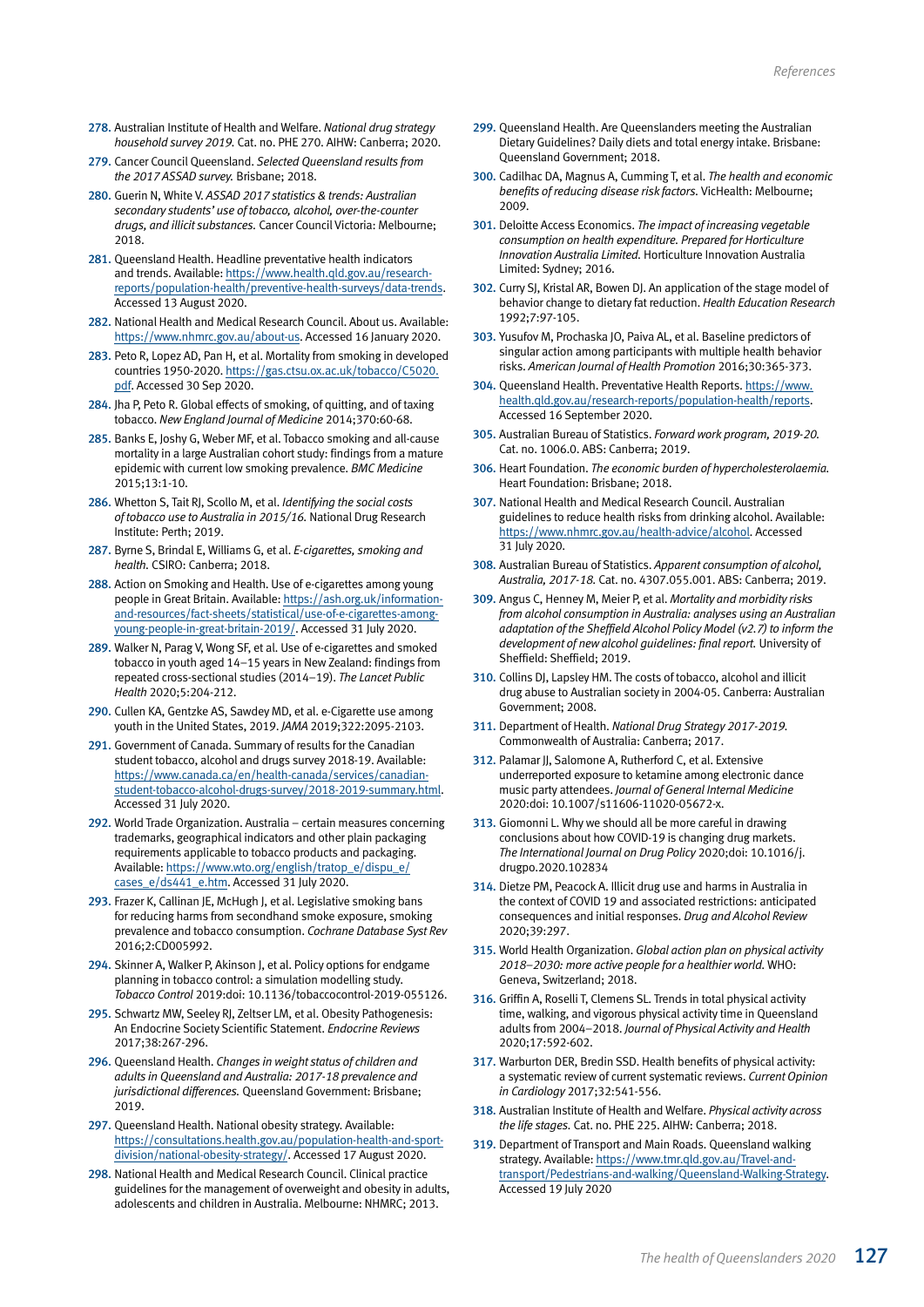278. Australian Institute of Health and Welfare. *National drug strategy household survey 2019.* Cat. no. PHE 270. AIHW: Canberra; 2020.

279. Cancer Council Queensland. *Selected Queensland results from the 2017 ASSAD survey.* Brisbane; 2018.

280. Guerin N, White V. *ASSAD 2017 statistics & trends: Australian secondary students' use of tobacco, alcohol, over-the-counter drugs, and illicit substances.* Cancer Council Victoria: Melbourne; 2018.

281. Queensland Health. Headline preventative health indicators and trends. Available: https://www.health.qld.gov.au/research-reports/population-health/preventive-health-surveys/data-trends. Accessed 13 August 2020.

282. National Health and Medical Research Council. About us. Available: https://www.nhmrc.gov.au/about-us. Accessed 16 January 2020.

283. Peto R, Lopez AD, Pan H, et al. Mortality from smoking in developed countries 1950-2020. https://gas.ctsu.ox.ac.uk/tobacco/C5020.pdf. Accessed 30 Sep 2020.

284. Jha P, Peto R. Global effects of smoking, of quitting, and of taxing tobacco. *New England Journal of Medicine* 2014;370:60-68.

285. Banks E, Joshy G, Weber MF, et al. Tobacco smoking and all-cause mortality in a large Australian cohort study: findings from a mature epidemic with current low smoking prevalence. *BMC Medicine* 2015;13:1-10.

286. Whetton S, Tait RJ, Scollo M, et al. *Identifying the social costs of tobacco use to Australia in 2015/16.* National Drug Research Institute: Perth; 2019.

287. Byrne S, Brindal E, Williams G, et al. *E-cigarettes, smoking and health.* CSIRO: Canberra; 2018.

288. Action on Smoking and Health. Use of e-cigarettes among young people in Great Britain. Available: https://ash.org.uk/information-and-resources/fact-sheets/statistical/use-of-e-cigarettes-among-young-people-in-great-britain-2019/. Accessed 31 July 2020.

289. Walker N, Parag V, Wong SF, et al. Use of e-cigarettes and smoked tobacco in youth aged 14–15 years in New Zealand: findings from repeated cross-sectional studies (2014–19). *The Lancet Public Health* 2020;5:204-212.

290. Cullen KA, Gentzke AS, Sawdey MD, et al. e-Cigarette use among youth in the United States, 2019. *JAMA* 2019;322:2095-2103.

291. Government of Canada. Summary of results for the Canadian student tobacco, alcohol and drugs survey 2018-19. Available: https://www.canada.ca/en/health-canada/services/canadian-student-tobacco-alcohol-drugs-survey/2018-2019-summary.html. Accessed 31 July 2020.

292. World Trade Organization. Australia – certain measures concerning trademarks, geographical indicators and other plain packaging requirements applicable to tobacco products and packaging. Available: https://www.wto.org/english/tratop_e/dispu_e/cases_e/ds441_e.htm. Accessed 31 July 2020.

293. Frazer K, Callinan JE, McHugh J, et al. Legislative smoking bans for reducing harms from secondhand smoke exposure, smoking prevalence and tobacco consumption. *Cochrane Database Syst Rev* 2016;2:CD005992.

294. Skinner A, Walker P, Akinson J, et al. Policy options for endgame planning in tobacco control: a simulation modelling study. *Tobacco Control* 2019:doi: 10.1136/tobaccocontrol-2019-055126.

295. Schwartz MW, Seeley RJ, Zeltser LM, et al. Obesity Pathogenesis: An Endocrine Society Scientific Statement. *Endocrine Reviews* 2017;38:267-296.

296. Queensland Health. *Changes in weight status of children and adults in Queensland and Australia: 2017-18 prevalence and jurisdictional differences.* Queensland Government: Brisbane; 2019.

297. Queensland Health. National obesity strategy. Available: https://consultations.health.gov.au/population-health-and-sport-division/national-obesity-strategy/. Accessed 17 August 2020.

298. National Health and Medical Research Council. Clinical practice guidelines for the management of overweight and obesity in adults, adolescents and children in Australia. Melbourne: NHMRC; 2013.

299. Queensland Health. Are Queenslanders meeting the Australian Dietary Guidelines? Daily diets and total energy intake. Brisbane: Queensland Government; 2018.

300. Cadilhac DA, Magnus A, Cumming T, et al. *The health and economic benefits of reducing disease risk factors.* VicHealth: Melbourne; 2009.

301. Deloitte Access Economics. *The impact of increasing vegetable consumption on health expenditure. Prepared for Horticulture Innovation Australia Limited.* Horticulture Innovation Australia Limited: Sydney; 2016.

302. Curry SJ, Kristal AR, Bowen DJ. An application of the stage model of behavior change to dietary fat reduction. *Health Education Research* 1992;7:97-105.

303. Yusufov M, Prochaska JO, Paiva AL, et al. Baseline predictors of singular action among participants with multiple health behavior risks. *American Journal of Health Promotion* 2016;30:365-373.

304. Queensland Health. Preventative Health Reports. https://www.health.qld.gov.au/research-reports/population-health/reports. Accessed 16 September 2020.

305. Australian Bureau of Statistics. *Forward work program, 2019-20.* Cat. no. 1006.0. ABS: Canberra; 2019.

306. Heart Foundation. *The economic burden of hypercholesterolaemia.* Heart Foundation: Brisbane; 2018.

307. National Health and Medical Research Council. Australian guidelines to reduce health risks from drinking alcohol. Available: https://www.nhmrc.gov.au/health-advice/alcohol. Accessed 31 July 2020.

308. Australian Bureau of Statistics. *Apparent consumption of alcohol, Australia, 2017-18.* Cat. no. 4307.055.001. ABS: Canberra; 2019.

309. Angus C, Henney M, Meier P, et al. *Mortality and morbidity risks from alcohol consumption in Australia: analyses using an Australian adaptation of the Sheffield Alcohol Policy Model (v2.7) to inform the development of new alcohol guidelines: final report.* University of Sheffield: Sheffield; 2019.

310. Collins DJ, Lapsley HM. The costs of tobacco, alcohol and illicit drug abuse to Australian society in 2004-05. Canberra: Australian Government; 2008.

311. Department of Health. *National Drug Strategy 2017-2019.* Commonwealth of Australia: Canberra; 2017.

312. Palamar JJ, Salomone A, Rutherford C, et al. Extensive underreported exposure to ketamine among electronic dance music party attendees. *Journal of General Internal Medicine* 2020:doi: 10.1007/s11606-11020-05672-x.

313. Giomonni L. Why we should all be more careful in drawing conclusions about how COVID-19 is changing drug markets. *The International Journal on Drug Policy* 2020;doi: 10.1016/j.drugpo.2020.102834

314. Dietze PM, Peacock A. Illicit drug use and harms in Australia in the context of COVID 19 and associated restrictions: anticipated consequences and initial responses. *Drug and Alcohol Review* 2020;39:297.

315. World Health Organization. *Global action plan on physical activity 2018–2030: more active people for a healthier world.* WHO: Geneva, Switzerland; 2018.

316. Griffin A, Roselli T, Clemens SL. Trends in total physical activity time, walking, and vigorous physical activity time in Queensland adults from 2004–2018. *Journal of Physical Activity and Health* 2020;17:592-602.

317. Warburton DER, Bredin SSD. Health benefits of physical activity: a systematic review of current systematic reviews. *Current Opinion in Cardiology* 2017;32:541-556.

318. Australian Institute of Health and Welfare. *Physical activity across the life stages.* Cat. no. PHE 225. AIHW: Canberra; 2018.

319. Department of Transport and Main Roads. Queensland walking strategy. Available: https://www.tmr.qld.gov.au/Travel-and-transport/Pedestrians-and-walking/Queensland-Walking-Strategy. Accessed 19 July 2020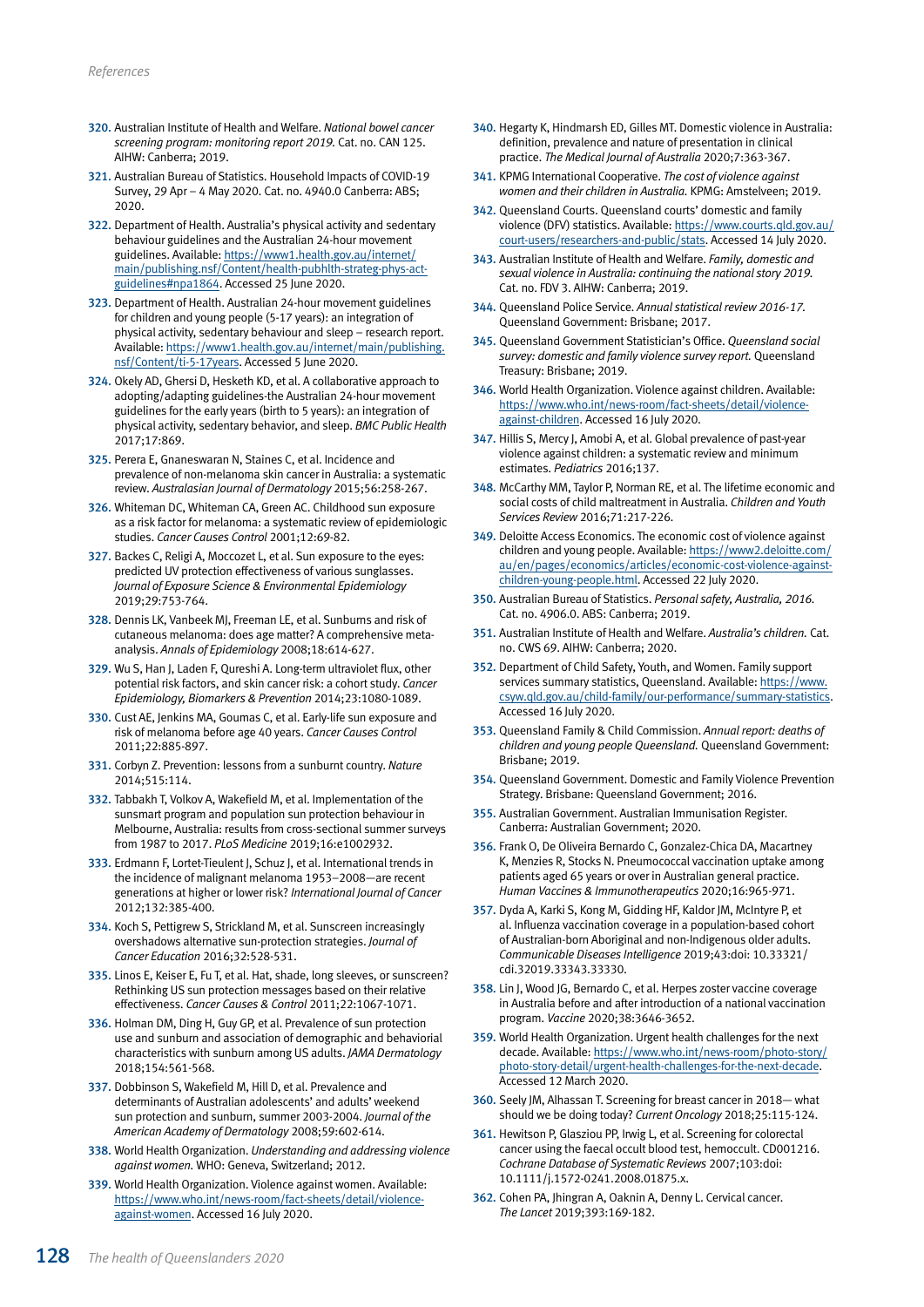320. Australian Institute of Health and Welfare. *National bowel cancer screening program: monitoring report 2019.* Cat. no. CAN 125. AIHW: Canberra; 2019.

321. Australian Bureau of Statistics. Household Impacts of COVID-19 Survey, 29 Apr – 4 May 2020. Cat. no. 4940.0 Canberra: ABS; 2020.

322. Department of Health. Australia's physical activity and sedentary behaviour guidelines and the Australian 24-hour movement guidelines. Available: https://www1.health.gov.au/internet/main/publishing.nsf/Content/health-pubhlth-strateg-phys-act-guidelines#npa1864. Accessed 25 June 2020.

323. Department of Health. Australian 24-hour movement guidelines for children and young people (5-17 years): an integration of physical activity, sedentary behaviour and sleep – research report. Available: https://www1.health.gov.au/internet/main/publishing.nsf/Content/ti-5-17years. Accessed 5 June 2020.

324. Okely AD, Ghersi D, Hesketh KD, et al. A collaborative approach to adopting/adapting guidelines-the Australian 24-hour movement guidelines for the early years (birth to 5 years): an integration of physical activity, sedentary behavior, and sleep. *BMC Public Health* 2017;17:869.

325. Perera E, Gnaneswaran N, Staines C, et al. Incidence and prevalence of non-melanoma skin cancer in Australia: a systematic review. *Australasian Journal of Dermatology* 2015;56:258-267.

326. Whiteman DC, Whiteman CA, Green AC. Childhood sun exposure as a risk factor for melanoma: a systematic review of epidemiologic studies. *Cancer Causes Control* 2001;12:69-82.

327. Backes C, Religi A, Moccozet L, et al. Sun exposure to the eyes: predicted UV protection effectiveness of various sunglasses. *Journal of Exposure Science & Environmental Epidemiology* 2019;29:753-764.

328. Dennis LK, Vanbeek MJ, Freeman LE, et al. Sunburns and risk of cutaneous melanoma: does age matter? A comprehensive meta-analysis. *Annals of Epidemiology* 2008;18:614-627.

329. Wu S, Han J, Laden F, Qureshi A. Long-term ultraviolet flux, other potential risk factors, and skin cancer risk: a cohort study. *Cancer Epidemiology, Biomarkers & Prevention* 2014;23:1080-1089.

330. Cust AE, Jenkins MA, Goumas C, et al. Early-life sun exposure and risk of melanoma before age 40 years. *Cancer Causes Control* 2011;22:885-897.

331. Corbyn Z. Prevention: lessons from a sunburnt country. *Nature* 2014;515:114.

332. Tabbakh T, Volkov A, Wakefield M, et al. Implementation of the sunsmart program and population sun protection behaviour in Melbourne, Australia: results from cross-sectional summer surveys from 1987 to 2017. *PLoS Medicine* 2019;16:e1002932.

333. Erdmann F, Lortet-Tieulent J, Schuz J, et al. International trends in the incidence of malignant melanoma 1953–2008—are recent generations at higher or lower risk? *International Journal of Cancer* 2012;132:385-400.

334. Koch S, Pettigrew S, Strickland M, et al. Sunscreen increasingly overshadows alternative sun-protection strategies. *Journal of Cancer Education* 2016;32:528-531.

335. Linos E, Keiser E, Fu T, et al. Hat, shade, long sleeves, or sunscreen? Rethinking US sun protection messages based on their relative effectiveness. *Cancer Causes & Control* 2011;22:1067-1071.

336. Holman DM, Ding H, Guy GP, et al. Prevalence of sun protection use and sunburn and association of demographic and behavioral characteristics with sunburn among US adults. *JAMA Dermatology* 2018;154:561-568.

337. Dobbinson S, Wakefield M, Hill D, et al. Prevalence and determinants of Australian adolescents' and adults' weekend sun protection and sunburn, summer 2003-2004. *Journal of the American Academy of Dermatology* 2008;59:602-614.

338. World Health Organization. *Understanding and addressing violence against women.* WHO: Geneva, Switzerland; 2012.

339. World Health Organization. Violence against women. Available: https://www.who.int/news-room/fact-sheets/detail/violence-against-women. Accessed 16 July 2020.

340. Hegarty K, Hindmarsh ED, Gilles MT. Domestic violence in Australia: definition, prevalence and nature of presentation in clinical practice. *The Medical Journal of Australia* 2020;7:363-367.

341. KPMG International Cooperative. *The cost of violence against women and their children in Australia.* KPMG: Amstelveen; 2019.

342. Queensland Courts. Queensland courts' domestic and family violence (DFV) statistics. Available: https://www.courts.qld.gov.au/court-users/researchers-and-public/stats. Accessed 14 July 2020.

343. Australian Institute of Health and Welfare. *Family, domestic and sexual violence in Australia: continuing the national story 2019.* Cat. no. FDV 3. AIHW: Canberra; 2019.

344. Queensland Police Service. *Annual statistical review 2016-17.* Queensland Government: Brisbane; 2017.

345. Queensland Government Statistician's Office. *Queensland social survey: domestic and family violence survey report.* Queensland Treasury: Brisbane; 2019.

346. World Health Organization. Violence against children. Available: https://www.who.int/news-room/fact-sheets/detail/violence-against-children. Accessed 16 July 2020.

347. Hillis S, Mercy J, Amobi A, et al. Global prevalence of past-year violence against children: a systematic review and minimum estimates. *Pediatrics* 2016;137.

348. McCarthy MM, Taylor P, Norman RE, et al. The lifetime economic and social costs of child maltreatment in Australia. *Children and Youth Services Review* 2016;71:217-226.

349. Deloitte Access Economics. The economic cost of violence against children and young people. Available: https://www2.deloitte.com/au/en/pages/economics/articles/economic-cost-violence-against-children-young-people.html. Accessed 22 July 2020.

350. Australian Bureau of Statistics. *Personal safety, Australia, 2016.* Cat. no. 4906.0. ABS: Canberra; 2019.

351. Australian Institute of Health and Welfare. *Australia's children.* Cat. no. CWS 69. AIHW: Canberra; 2020.

352. Department of Child Safety, Youth, and Women. Family support services summary statistics, Queensland. Available: https://www.csyw.qld.gov.au/child-family/our-performance/summary-statistics. Accessed 16 July 2020.

353. Queensland Family & Child Commission. *Annual report: deaths of children and young people Queensland.* Queensland Government: Brisbane; 2019.

354. Queensland Government. Domestic and Family Violence Prevention Strategy. Brisbane: Queensland Government; 2016.

355. Australian Government. Australian Immunisation Register. Canberra: Australian Government; 2020.

356. Frank O, De Oliveira Bernardo C, Gonzalez-Chica DA, Macartney K, Menzies R, Stocks N. Pneumococcal vaccination uptake among patients aged 65 years or over in Australian general practice. *Human Vaccines & Immunotherapeutics* 2020;16:965-971.

357. Dyda A, Karki S, Kong M, Gidding HF, Kaldor JM, McIntyre P, et al. Influenza vaccination coverage in a population-based cohort of Australian-born Aboriginal and non-Indigenous older adults. *Communicable Diseases Intelligence* 2019;43:doi: 10.33321/cdi.32019.33343.33330.

358. Lin J, Wood JG, Bernardo C, et al. Herpes zoster vaccine coverage in Australia before and after introduction of a national vaccination program. *Vaccine* 2020;38:3646-3652.

359. World Health Organization. Urgent health challenges for the next decade. Available: https://www.who.int/news-room/photo-story/photo-story-detail/urgent-health-challenges-for-the-next-decade. Accessed 12 March 2020.

360. Seely JM, Alhassan T. Screening for breast cancer in 2018— what should we be doing today? *Current Oncology* 2018;25:115-124.

361. Hewitson P, Glasziou PP, Irwig L, et al. Screening for colorectal cancer using the faecal occult blood test, hemoccult. CD001216. *Cochrane Database of Systematic Reviews* 2007;103:doi: 10.1111/j.1572-0241.2008.01875.x.

362. Cohen PA, Jhingran A, Oaknin A, Denny L. Cervical cancer. *The Lancet* 2019;393:169-182.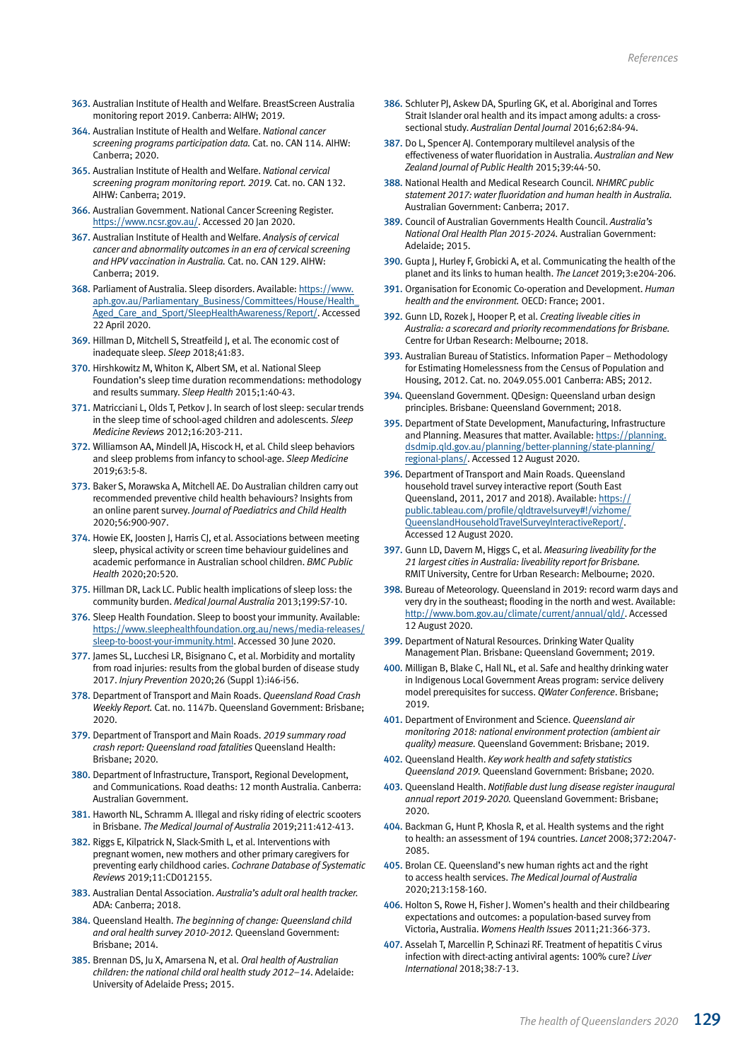363. Australian Institute of Health and Welfare. BreastScreen Australia monitoring report 2019. Canberra: AIHW; 2019.

364. Australian Institute of Health and Welfare. *National cancer screening programs participation data.* Cat. no. CAN 114. AIHW: Canberra; 2020.

365. Australian Institute of Health and Welfare. *National cervical screening program monitoring report. 2019.* Cat. no. CAN 132. AIHW: Canberra; 2019.

366. Australian Government. National Cancer Screening Register. https://www.ncsr.gov.au/. Accessed 20 Jan 2020.

367. Australian Institute of Health and Welfare. *Analysis of cervical cancer and abnormality outcomes in an era of cervical screening and HPV vaccination in Australia.* Cat. no. CAN 129. AIHW: Canberra; 2019.

368. Parliament of Australia. Sleep disorders. Available: https://www.aph.gov.au/Parliamentary_Business/Committees/House/Health_Aged_Care_and_Sport/SleepHealthAwareness/Report/. Accessed 22 April 2020.

369. Hillman D, Mitchell S, Streatfeild J, et al. The economic cost of inadequate sleep. *Sleep* 2018;41:83.

370. Hirshkowitz M, Whiton K, Albert SM, et al. National Sleep Foundation's sleep time duration recommendations: methodology and results summary. *Sleep Health* 2015;1:40-43.

371. Matricciani L, Olds T, Petkov J. In search of lost sleep: secular trends in the sleep time of school-aged children and adolescents. *Sleep Medicine Reviews* 2012;16:203-211.

372. Williamson AA, Mindell JA, Hiscock H, et al. Child sleep behaviors and sleep problems from infancy to school-age. *Sleep Medicine* 2019;63:5-8.

373. Baker S, Morawska A, Mitchell AE. Do Australian children carry out recommended preventive child health behaviours? Insights from an online parent survey. *Journal of Paediatrics and Child Health* 2020;56:900-907.

374. Howie EK, Joosten J, Harris CJ, et al. Associations between meeting sleep, physical activity or screen time behaviour guidelines and academic performance in Australian school children. *BMC Public Health* 2020;20:520.

375. Hillman DR, Lack LC. Public health implications of sleep loss: the community burden. *Medical Journal Australia* 2013;199:S7-10.

376. Sleep Health Foundation. Sleep to boost your immunity. Available: https://www.sleephealthfoundation.org.au/news/media-releases/sleep-to-boost-your-immunity.html. Accessed 30 June 2020.

377. James SL, Lucchesi LR, Bisignano C, et al. Morbidity and mortality from road injuries: results from the global burden of disease study 2017. *Injury Prevention* 2020;26 (Suppl 1):i46-i56.

378. Department of Transport and Main Roads. *Queensland Road Crash Weekly Report.* Cat. no. 1147b. Queensland Government: Brisbane; 2020.

379. Department of Transport and Main Roads. *2019 summary road crash report: Queensland road fatalities* Queensland Health: Brisbane; 2020.

380. Department of Infrastructure, Transport, Regional Development, and Communications. Road deaths: 12 month Australia. Canberra: Australian Government.

381. Haworth NL, Schramm A. Illegal and risky riding of electric scooters in Brisbane. *The Medical Journal of Australia* 2019;211:412-413.

382. Riggs E, Kilpatrick N, Slack-Smith L, et al. Interventions with pregnant women, new mothers and other primary caregivers for preventing early childhood caries. *Cochrane Database of Systematic Reviews* 2019;11:CD012155.

383. Australian Dental Association. *Australia's adult oral health tracker.* ADA: Canberra; 2018.

384. Queensland Health. *The beginning of change: Queensland child and oral health survey 2010-2012.* Queensland Government: Brisbane; 2014.

385. Brennan DS, Ju X, Amarsena N, et al. *Oral health of Australian children: the national child oral health study 2012–14.* Adelaide: University of Adelaide Press; 2015.

386. Schluter PJ, Askew DA, Spurling GK, et al. Aboriginal and Torres Strait Islander oral health and its impact among adults: a cross-sectional study. *Australian Dental Journal* 2016;62:84-94.

387. Do L, Spencer AJ. Contemporary multilevel analysis of the effectiveness of water fluoridation in Australia. *Australian and New Zealand Journal of Public Health* 2015;39:44-50.

388. National Health and Medical Research Council. *NHMRC public statement 2017: water fluoridation and human health in Australia.* Australian Government: Canberra; 2017.

389. Council of Australian Governments Health Council. *Australia's National Oral Health Plan 2015-2024.* Australian Government: Adelaide; 2015.

390. Gupta J, Hurley F, Grobicki A, et al. Communicating the health of the planet and its links to human health. *The Lancet* 2019;3:e204-206.

391. Organisation for Economic Co-operation and Development. *Human health and the environment.* OECD: France; 2001.

392. Gunn LD, Rozek J, Hooper P, et al. *Creating liveable cities in Australia: a scorecard and priority recommendations for Brisbane.* Centre for Urban Research: Melbourne; 2018.

393. Australian Bureau of Statistics. Information Paper – Methodology for Estimating Homelessness from the Census of Population and Housing, 2012. Cat. no. 2049.055.001 Canberra: ABS; 2012.

394. Queensland Government. QDesign: Queensland urban design principles. Brisbane: Queensland Government; 2018.

395. Department of State Development, Manufacturing, Infrastructure and Planning. Measures that matter. Available: https://planning.dsdmip.qld.gov.au/planning/better-planning/state-planning/regional-plans/. Accessed 12 August 2020.

396. Department of Transport and Main Roads. Queensland household travel survey interactive report (South East Queensland, 2011, 2017 and 2018). Available: https://public.tableau.com/profile/qldtravelsurvey#!/vizhome/QueenslandHouseholdTravelSurveyInteractiveReport/. Accessed 12 August 2020.

397. Gunn LD, Davern M, Higgs C, et al. *Measuring liveability for the 21 largest cities in Australia: liveability report for Brisbane.* RMIT University, Centre for Urban Research: Melbourne; 2020.

398. Bureau of Meteorology. Queensland in 2019: record warm days and very dry in the southeast; flooding in the north and west. Available: http://www.bom.gov.au/climate/current/annual/qld/. Accessed 12 August 2020.

399. Department of Natural Resources. Drinking Water Quality Management Plan. Brisbane: Queensland Government; 2019.

400. Milligan B, Blake C, Hall NL, et al. Safe and healthy drinking water in Indigenous Local Government Areas program: service delivery model prerequisites for success. *QWater Conference*. Brisbane; 2019.

401. Department of Environment and Science. *Queensland air monitoring 2018: national environment protection (ambient air quality) measure.* Queensland Government: Brisbane; 2019.

402. Queensland Health. *Key work health and safety statistics Queensland 2019.* Queensland Government: Brisbane; 2020.

403. Queensland Health. *Notifiable dust lung disease register inaugural annual report 2019-2020.* Queensland Government: Brisbane; 2020.

404. Backman G, Hunt P, Khosla R, et al. Health systems and the right to health: an assessment of 194 countries. *Lancet* 2008;372:2047-2085.

405. Brolan CE. Queensland's new human rights act and the right to access health services. *The Medical Journal of Australia* 2020;213:158-160.

406. Holton S, Rowe H, Fisher J. Women's health and their childbearing expectations and outcomes: a population-based survey from Victoria, Australia. *Womens Health Issues* 2011;21:366-373.

407. Asselah T, Marcellin P, Schinazi RF. Treatment of hepatitis C virus infection with direct-acting antiviral agents: 100% cure? *Liver International* 2018;38:7-13.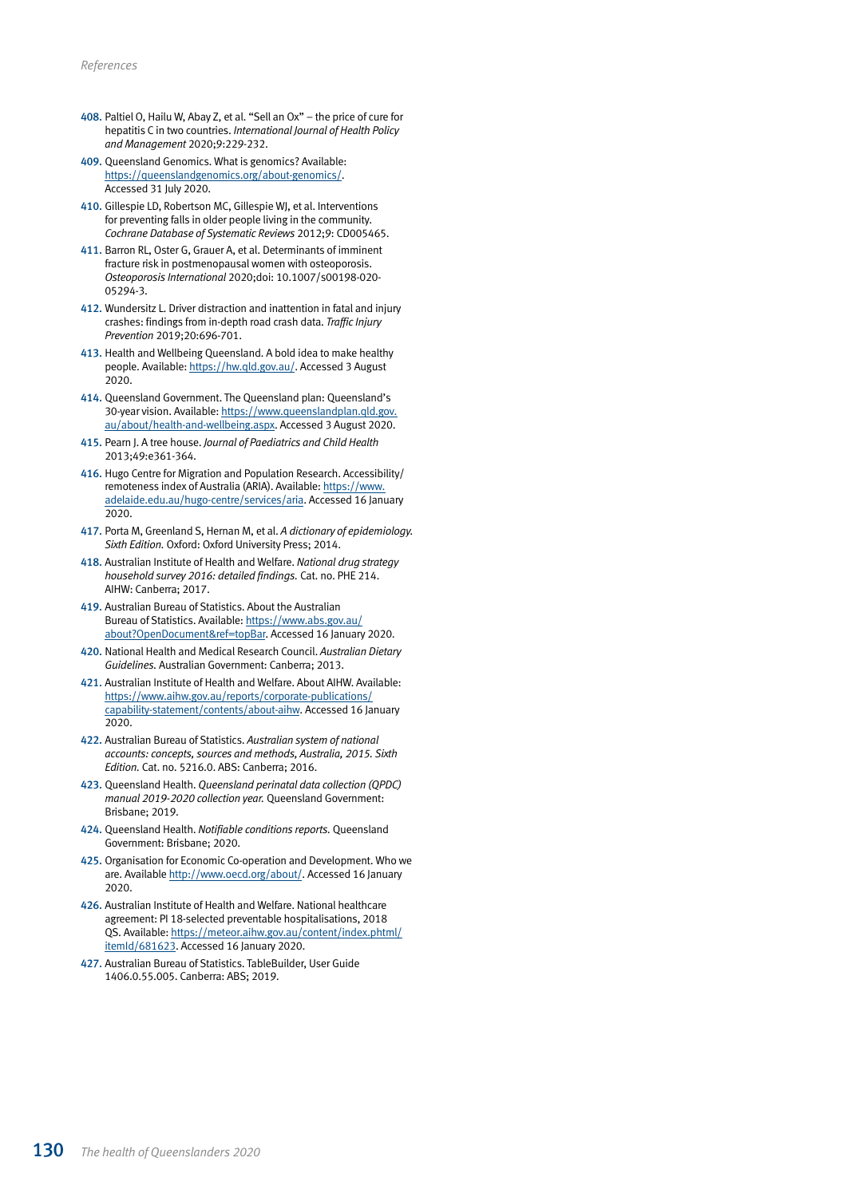408. Paltiel O, Hailu W, Abay Z, et al. "Sell an Ox" – the price of cure for hepatitis C in two countries. *International Journal of Health Policy and Management* 2020;9:229-232.

409. Queensland Genomics. What is genomics? Available: https://queenslandgenomics.org/about-genomics/. Accessed 31 July 2020.

410. Gillespie LD, Robertson MC, Gillespie WJ, et al. Interventions for preventing falls in older people living in the community. *Cochrane Database of Systematic Reviews* 2012;9: CD005465.

411. Barron RL, Oster G, Grauer A, et al. Determinants of imminent fracture risk in postmenopausal women with osteoporosis. *Osteoporosis International* 2020;doi: 10.1007/s00198-020-05294-3.

412. Wundersitz L. Driver distraction and inattention in fatal and injury crashes: findings from in-depth road crash data. *Traffic Injury Prevention* 2019;20:696-701.

413. Health and Wellbeing Queensland. A bold idea to make healthy people. Available: https://hw.qld.gov.au/. Accessed 3 August 2020.

414. Queensland Government. The Queensland plan: Queensland's 30-year vision. Available: https://www.queenslandplan.qld.gov.au/about/health-and-wellbeing.aspx. Accessed 3 August 2020.

415. Pearn J. A tree house. *Journal of Paediatrics and Child Health* 2013;49:e361-364.

416. Hugo Centre for Migration and Population Research. Accessibility/remoteness index of Australia (ARIA). Available: https://www.adelaide.edu.au/hugo-centre/services/aria. Accessed 16 January 2020.

417. Porta M, Greenland S, Hernan M, et al. *A dictionary of epidemiology. Sixth Edition.* Oxford: Oxford University Press; 2014.

418. Australian Institute of Health and Welfare. *National drug strategy household survey 2016: detailed findings.* Cat. no. PHE 214. AIHW: Canberra; 2017.

419. Australian Bureau of Statistics. About the Australian Bureau of Statistics. Available: https://www.abs.gov.au/about?OpenDocument&ref=topBar. Accessed 16 January 2020.

420. National Health and Medical Research Council. *Australian Dietary Guidelines.* Australian Government: Canberra; 2013.

421. Australian Institute of Health and Welfare. About AIHW. Available: https://www.aihw.gov.au/reports/corporate-publications/capability-statement/contents/about-aihw. Accessed 16 January 2020.

422. Australian Bureau of Statistics. *Australian system of national accounts: concepts, sources and methods, Australia, 2015. Sixth Edition.* Cat. no. 5216.0. ABS: Canberra; 2016.

423. Queensland Health. *Queensland perinatal data collection (QPDC) manual 2019-2020 collection year.* Queensland Government: Brisbane; 2019.

424. Queensland Health. *Notifiable conditions reports.* Queensland Government: Brisbane; 2020.

425. Organisation for Economic Co-operation and Development. Who we are. Available http://www.oecd.org/about/. Accessed 16 January 2020.

426. Australian Institute of Health and Welfare. National healthcare agreement: PI 18-selected preventable hospitalisations, 2018 QS. Available: https://meteor.aihw.gov.au/content/index.phtml/itemId/681623. Accessed 16 January 2020.

427. Australian Bureau of Statistics. TableBuilder, User Guide 1406.0.55.005. Canberra: ABS; 2019.